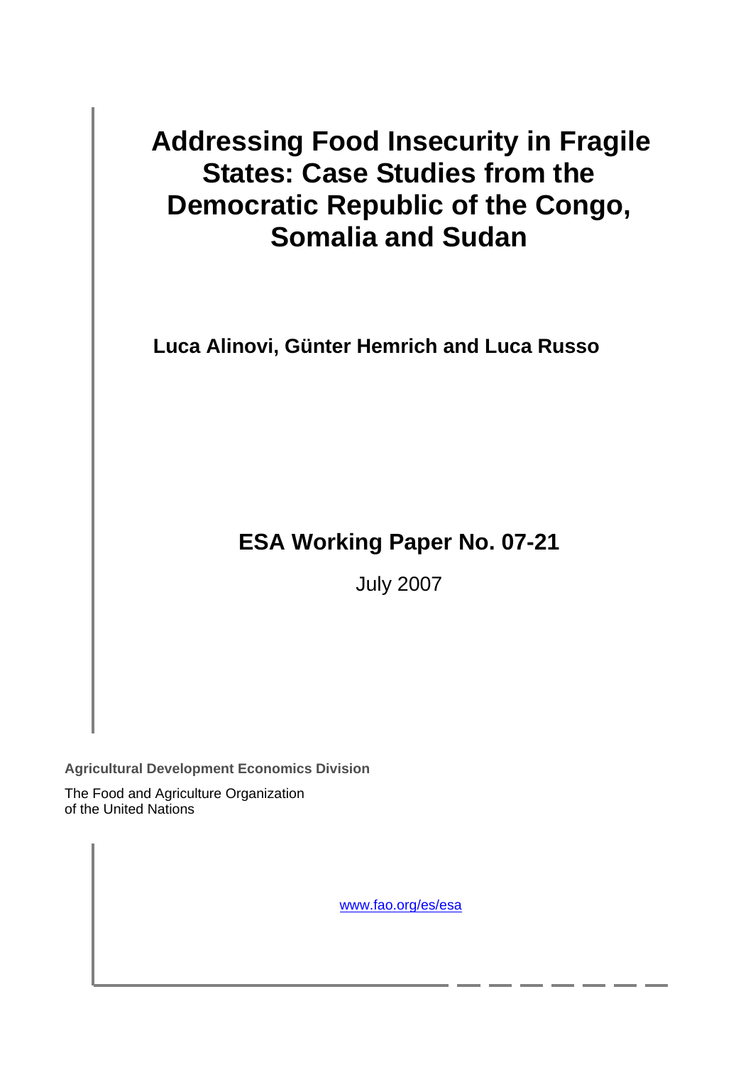# Addressing Food Insecurity in Fragile States: Case Studies from the Democratic Republic of the Congo, Somalia and Sudan

**Luca Alinovi, Günter Hemrich and Luca Russo**

## ESA Working Paper No. 07-21

July 2007

**Agricultural Development Economics Division**

The Food and Agriculture Organization of the United Nations

www.fao.org/es/esa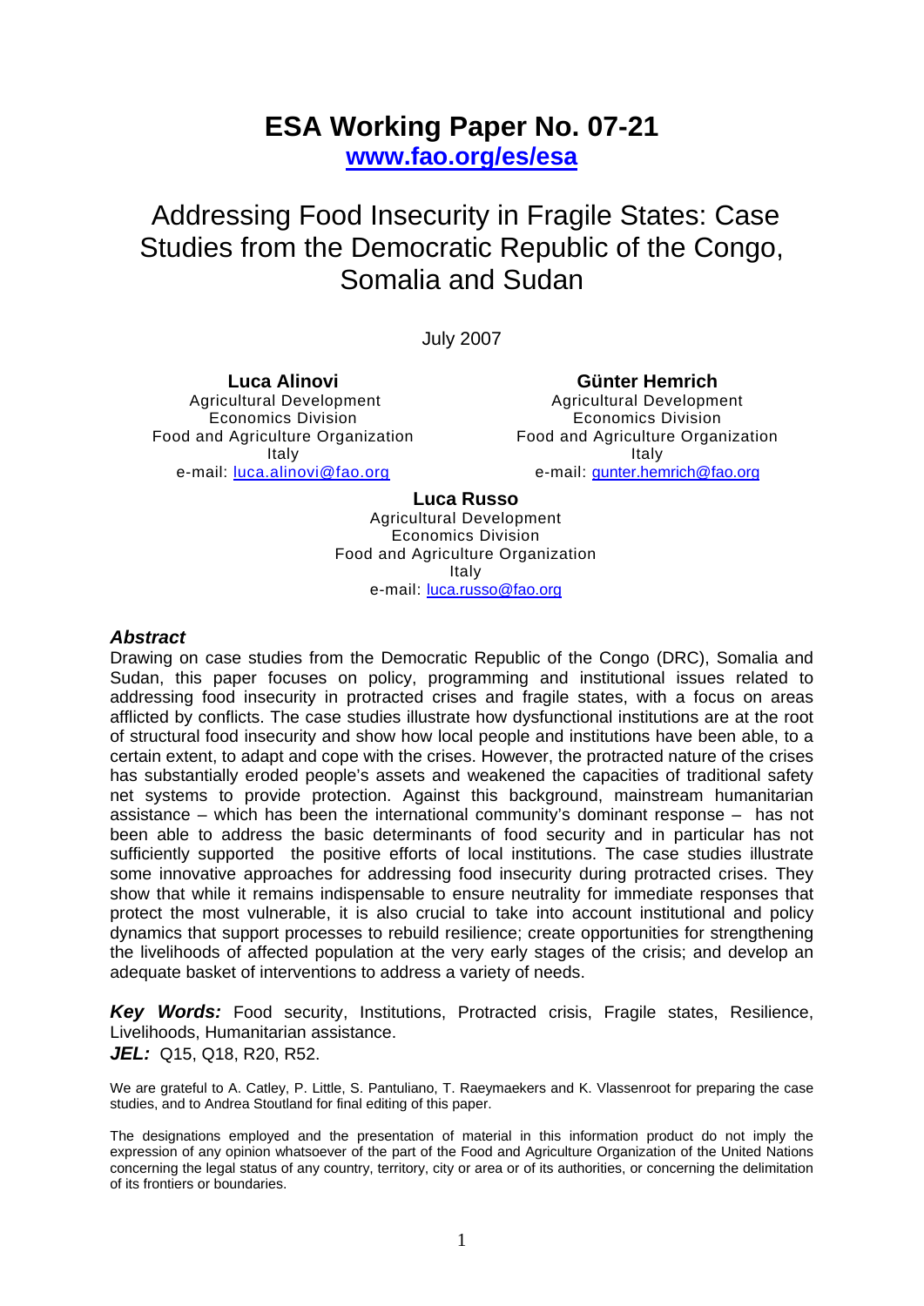# ESA Working Paper No. 07-21

**www.fao.org/es/esa**

# Addressing Food Insecurity in Fragile States: Case Studies from the Democratic Republic of the Congo, Somalia and Sudan

July 2007

**Luca Alinovi**
Agricultural Development
Economics Division
Food and Agriculture Organization
Italy
e-mail: luca.alinovi@fao.org

**Günter Hemrich**
Agricultural Development
Economics Division
Food and Agriculture Organization
Italy
e-mail: gunter.hemrich@fao.org

**Luca Russo**
Agricultural Development
Economics Division
Food and Agriculture Organization
Italy
e-mail: luca.russo@fao.org

### *Abstract*

Drawing on case studies from the Democratic Republic of the Congo (DRC), Somalia and Sudan, this paper focuses on policy, programming and institutional issues related to addressing food insecurity in protracted crises and fragile states, with a focus on areas afflicted by conflicts. The case studies illustrate how dysfunctional institutions are at the root of structural food insecurity and show how local people and institutions have been able, to a certain extent, to adapt and cope with the crises. However, the protracted nature of the crises has substantially eroded people's assets and weakened the capacities of traditional safety net systems to provide protection. Against this background, mainstream humanitarian assistance – which has been the international community's dominant response – has not been able to address the basic determinants of food security and in particular has not sufficiently supported the positive efforts of local institutions. The case studies illustrate some innovative approaches for addressing food insecurity during protracted crises. They show that while it remains indispensable to ensure neutrality for immediate responses that protect the most vulnerable, it is also crucial to take into account institutional and policy dynamics that support processes to rebuild resilience; create opportunities for strengthening the livelihoods of affected population at the very early stages of the crisis; and develop an adequate basket of interventions to address a variety of needs.

***Key Words:*** Food security, Institutions, Protracted crisis, Fragile states, Resilience, Livelihoods, Humanitarian assistance.

***JEL:*** Q15, Q18, R20, R52.

We are grateful to A. Catley, P. Little, S. Pantuliano, T. Raeymaekers and K. Vlassenroot for preparing the case studies, and to Andrea Stoutland for final editing of this paper.

The designations employed and the presentation of material in this information product do not imply the expression of any opinion whatsoever of the part of the Food and Agriculture Organization of the United Nations concerning the legal status of any country, territory, city or area or of its authorities, or concerning the delimitation of its frontiers or boundaries.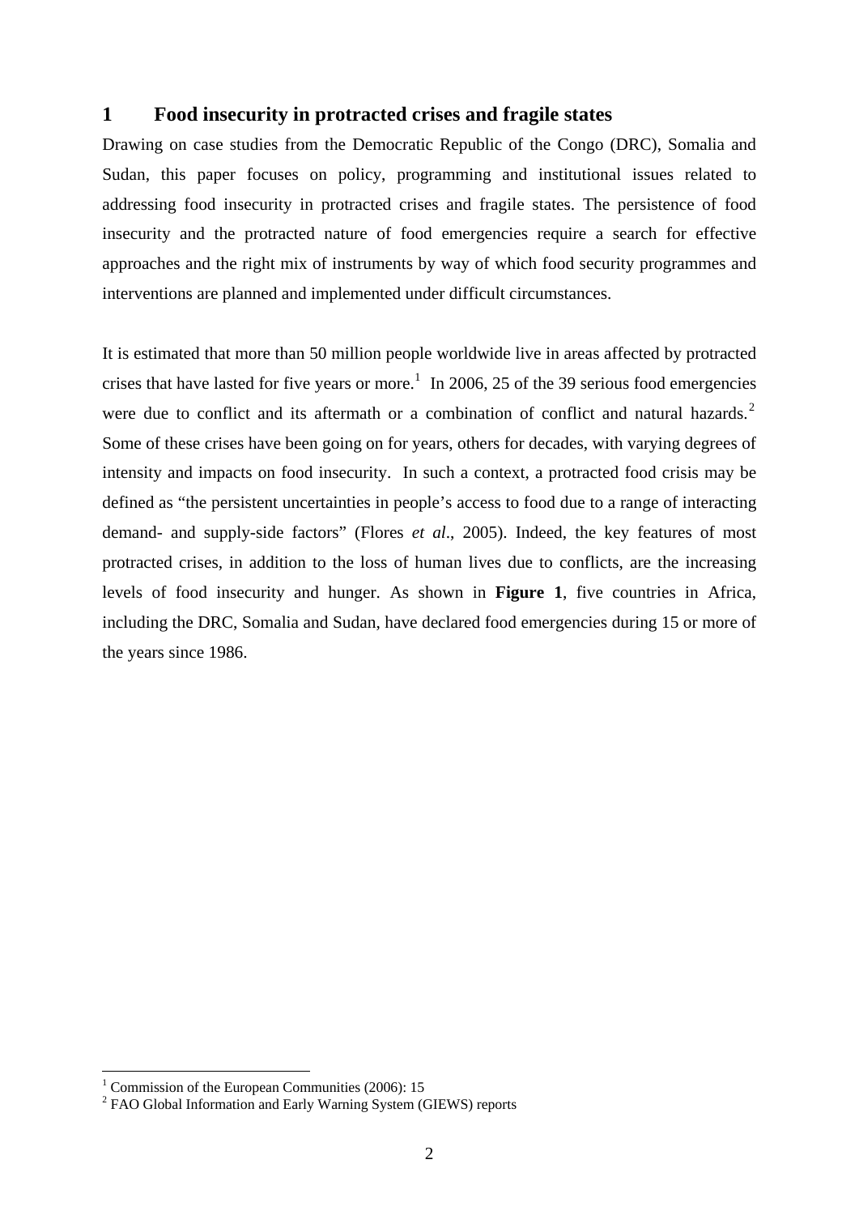# 1 Food insecurity in protracted crises and fragile states

Drawing on case studies from the Democratic Republic of the Congo (DRC), Somalia and Sudan, this paper focuses on policy, programming and institutional issues related to addressing food insecurity in protracted crises and fragile states. The persistence of food insecurity and the protracted nature of food emergencies require a search for effective approaches and the right mix of instruments by way of which food security programmes and interventions are planned and implemented under difficult circumstances.

It is estimated that more than 50 million people worldwide live in areas affected by protracted crises that have lasted for five years or more.[1] In 2006, 25 of the 39 serious food emergencies were due to conflict and its aftermath or a combination of conflict and natural hazards.[2] Some of these crises have been going on for years, others for decades, with varying degrees of intensity and impacts on food insecurity. In such a context, a protracted food crisis may be defined as "the persistent uncertainties in people's access to food due to a range of interacting demand- and supply-side factors" (Flores *et al*., 2005). Indeed, the key features of most protracted crises, in addition to the loss of human lives due to conflicts, are the increasing levels of food insecurity and hunger. As shown in **Figure 1**, five countries in Africa, including the DRC, Somalia and Sudan, have declared food emergencies during 15 or more of the years since 1986.

[1] Commission of the European Communities (2006): 15

[2] FAO Global Information and Early Warning System (GIEWS) reports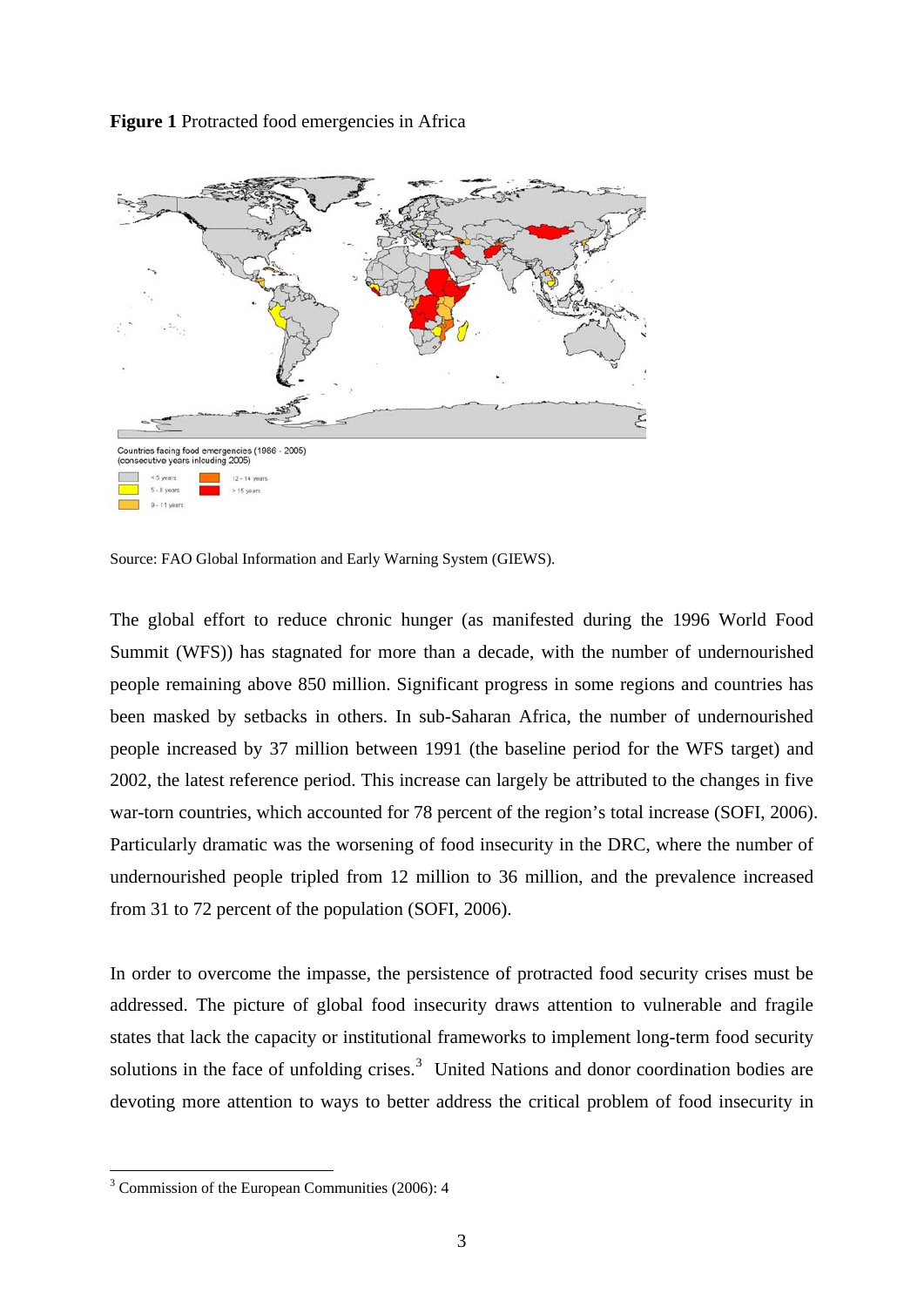**Figure 1** Protracted food emergencies in Africa

Source: FAO Global Information and Early Warning System (GIEWS).

The global effort to reduce chronic hunger (as manifested during the 1996 World Food Summit (WFS)) has stagnated for more than a decade, with the number of undernourished people remaining above 850 million. Significant progress in some regions and countries has been masked by setbacks in others. In sub-Saharan Africa, the number of undernourished people increased by 37 million between 1991 (the baseline period for the WFS target) and 2002, the latest reference period. This increase can largely be attributed to the changes in five war-torn countries, which accounted for 78 percent of the region's total increase (SOFI, 2006). Particularly dramatic was the worsening of food insecurity in the DRC, where the number of undernourished people tripled from 12 million to 36 million, and the prevalence increased from 31 to 72 percent of the population (SOFI, 2006).

In order to overcome the impasse, the persistence of protracted food security crises must be addressed. The picture of global food insecurity draws attention to vulnerable and fragile states that lack the capacity or institutional frameworks to implement long-term food security solutions in the face of unfolding crises.[3] United Nations and donor coordination bodies are devoting more attention to ways to better address the critical problem of food insecurity in

[3] Commission of the European Communities (2006): 4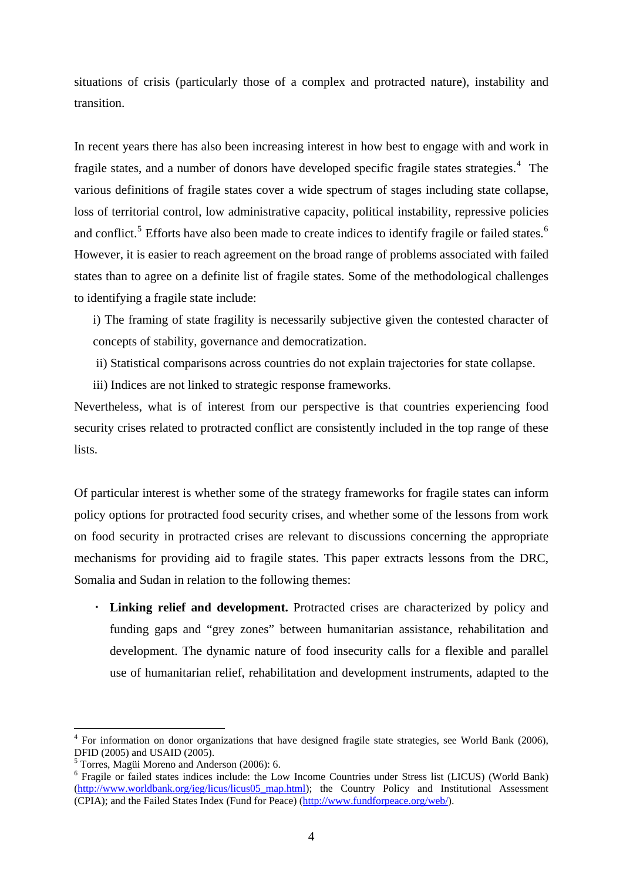situations of crisis (particularly those of a complex and protracted nature), instability and transition.

In recent years there has also been increasing interest in how best to engage with and work in fragile states, and a number of donors have developed specific fragile states strategies.[4] The various definitions of fragile states cover a wide spectrum of stages including state collapse, loss of territorial control, low administrative capacity, political instability, repressive policies and conflict.[5] Efforts have also been made to create indices to identify fragile or failed states.[6] However, it is easier to reach agreement on the broad range of problems associated with failed states than to agree on a definite list of fragile states. Some of the methodological challenges to identifying a fragile state include:

i) The framing of state fragility is necessarily subjective given the contested character of concepts of stability, governance and democratization.

ii) Statistical comparisons across countries do not explain trajectories for state collapse.

iii) Indices are not linked to strategic response frameworks.

Nevertheless, what is of interest from our perspective is that countries experiencing food security crises related to protracted conflict are consistently included in the top range of these lists.

Of particular interest is whether some of the strategy frameworks for fragile states can inform policy options for protracted food security crises, and whether some of the lessons from work on food security in protracted crises are relevant to discussions concerning the appropriate mechanisms for providing aid to fragile states. This paper extracts lessons from the DRC, Somalia and Sudan in relation to the following themes:

- **Linking relief and development.** Protracted crises are characterized by policy and funding gaps and "grey zones" between humanitarian assistance, rehabilitation and development. The dynamic nature of food insecurity calls for a flexible and parallel use of humanitarian relief, rehabilitation and development instruments, adapted to the

---

[4] For information on donor organizations that have designed fragile state strategies, see World Bank (2006), DFID (2005) and USAID (2005).

[5] Torres, Magüi Moreno and Anderson (2006): 6.

[6] Fragile or failed states indices include: the Low Income Countries under Stress list (LICUS) (World Bank) (http://www.worldbank.org/ieg/licus/licus05_map.html); the Country Policy and Institutional Assessment (CPIA); and the Failed States Index (Fund for Peace) (http://www.fundforpeace.org/web/).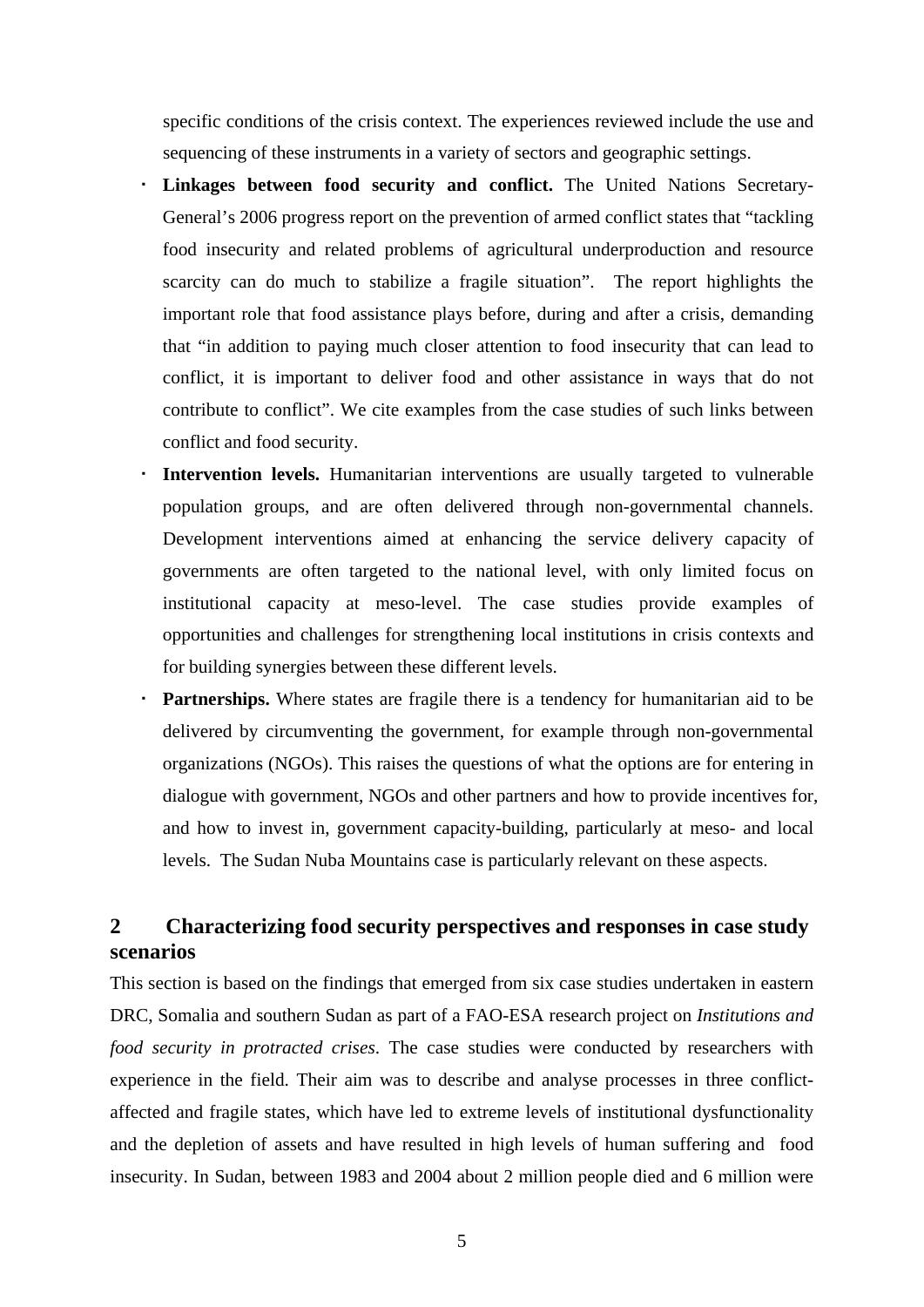specific conditions of the crisis context. The experiences reviewed include the use and sequencing of these instruments in a variety of sectors and geographic settings.

- **Linkages between food security and conflict.** The United Nations Secretary-General's 2006 progress report on the prevention of armed conflict states that "tackling food insecurity and related problems of agricultural underproduction and resource scarcity can do much to stabilize a fragile situation". The report highlights the important role that food assistance plays before, during and after a crisis, demanding that "in addition to paying much closer attention to food insecurity that can lead to conflict, it is important to deliver food and other assistance in ways that do not contribute to conflict". We cite examples from the case studies of such links between conflict and food security.
- **Intervention levels.** Humanitarian interventions are usually targeted to vulnerable population groups, and are often delivered through non-governmental channels. Development interventions aimed at enhancing the service delivery capacity of governments are often targeted to the national level, with only limited focus on institutional capacity at meso-level. The case studies provide examples of opportunities and challenges for strengthening local institutions in crisis contexts and for building synergies between these different levels.
- **Partnerships.** Where states are fragile there is a tendency for humanitarian aid to be delivered by circumventing the government, for example through non-governmental organizations (NGOs). This raises the questions of what the options are for entering in dialogue with government, NGOs and other partners and how to provide incentives for, and how to invest in, government capacity-building, particularly at meso- and local levels. The Sudan Nuba Mountains case is particularly relevant on these aspects.

## 2 Characterizing food security perspectives and responses in case study scenarios

This section is based on the findings that emerged from six case studies undertaken in eastern DRC, Somalia and southern Sudan as part of a FAO-ESA research project on *Institutions and food security in protracted crises*. The case studies were conducted by researchers with experience in the field. Their aim was to describe and analyse processes in three conflict-affected and fragile states, which have led to extreme levels of institutional dysfunctionality and the depletion of assets and have resulted in high levels of human suffering and food insecurity. In Sudan, between 1983 and 2004 about 2 million people died and 6 million were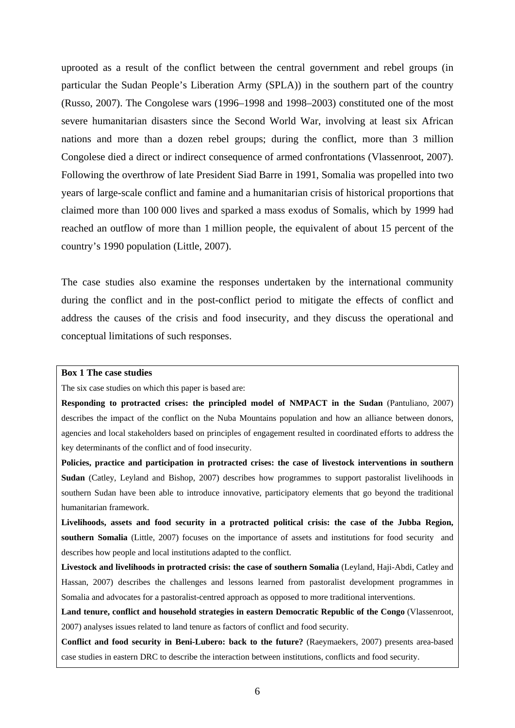uprooted as a result of the conflict between the central government and rebel groups (in particular the Sudan People's Liberation Army (SPLA)) in the southern part of the country (Russo, 2007). The Congolese wars (1996–1998 and 1998–2003) constituted one of the most severe humanitarian disasters since the Second World War, involving at least six African nations and more than a dozen rebel groups; during the conflict, more than 3 million Congolese died a direct or indirect consequence of armed confrontations (Vlassenroot, 2007). Following the overthrow of late President Siad Barre in 1991, Somalia was propelled into two years of large-scale conflict and famine and a humanitarian crisis of historical proportions that claimed more than 100 000 lives and sparked a mass exodus of Somalis, which by 1999 had reached an outflow of more than 1 million people, the equivalent of about 15 percent of the country's 1990 population (Little, 2007).

The case studies also examine the responses undertaken by the international community during the conflict and in the post-conflict period to mitigate the effects of conflict and address the causes of the crisis and food insecurity, and they discuss the operational and conceptual limitations of such responses.

**Box 1 The case studies**

The six case studies on which this paper is based are:

**Responding to protracted crises: the principled model of NMPACT in the Sudan** (Pantuliano, 2007) describes the impact of the conflict on the Nuba Mountains population and how an alliance between donors, agencies and local stakeholders based on principles of engagement resulted in coordinated efforts to address the key determinants of the conflict and of food insecurity.

**Policies, practice and participation in protracted crises: the case of livestock interventions in southern Sudan** (Catley, Leyland and Bishop, 2007) describes how programmes to support pastoralist livelihoods in southern Sudan have been able to introduce innovative, participatory elements that go beyond the traditional humanitarian framework.

**Livelihoods, assets and food security in a protracted political crisis: the case of the Jubba Region, southern Somalia** (Little, 2007) focuses on the importance of assets and institutions for food security and describes how people and local institutions adapted to the conflict.

**Livestock and livelihoods in protracted crisis: the case of southern Somalia** (Leyland, Haji-Abdi, Catley and Hassan, 2007) describes the challenges and lessons learned from pastoralist development programmes in Somalia and advocates for a pastoralist-centred approach as opposed to more traditional interventions.

**Land tenure, conflict and household strategies in eastern Democratic Republic of the Congo** (Vlassenroot, 2007) analyses issues related to land tenure as factors of conflict and food security.

**Conflict and food security in Beni-Lubero: back to the future?** (Raeymaekers, 2007) presents area-based case studies in eastern DRC to describe the interaction between institutions, conflicts and food security.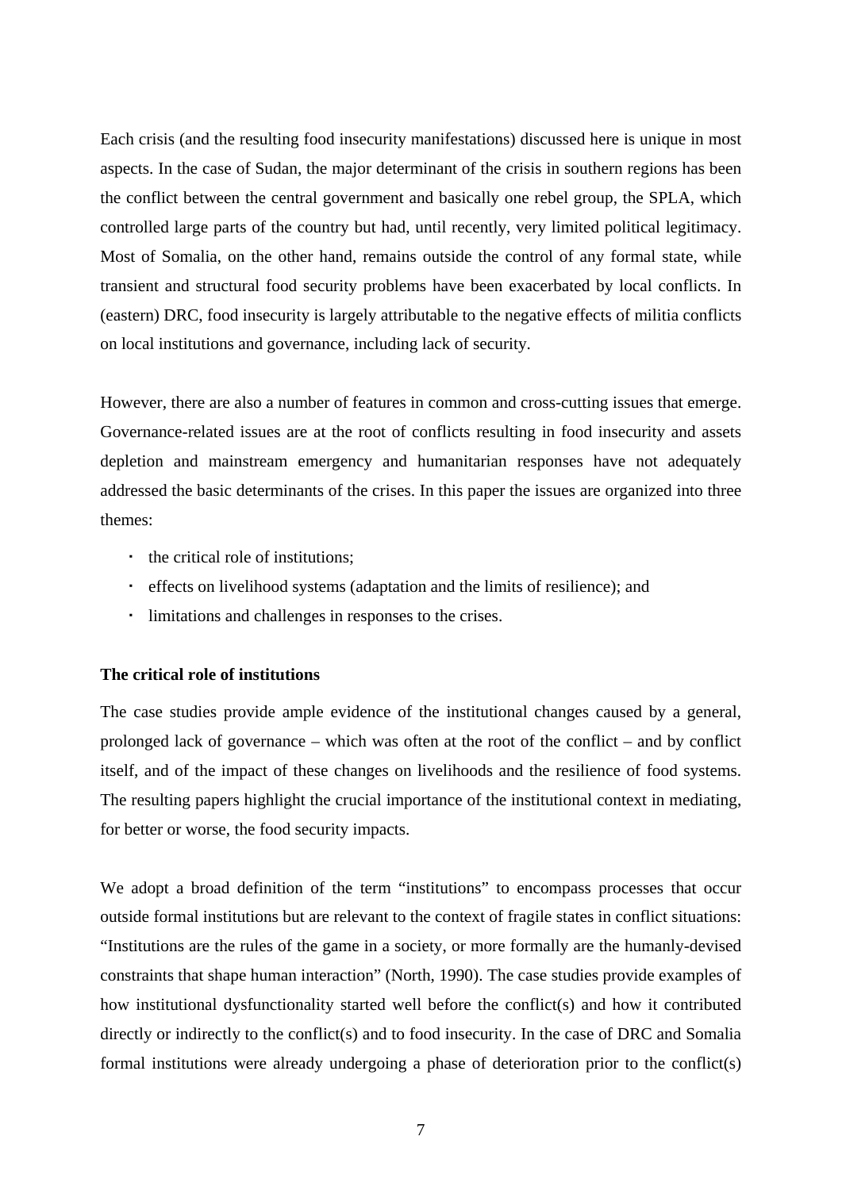Each crisis (and the resulting food insecurity manifestations) discussed here is unique in most aspects. In the case of Sudan, the major determinant of the crisis in southern regions has been the conflict between the central government and basically one rebel group, the SPLA, which controlled large parts of the country but had, until recently, very limited political legitimacy. Most of Somalia, on the other hand, remains outside the control of any formal state, while transient and structural food security problems have been exacerbated by local conflicts. In (eastern) DRC, food insecurity is largely attributable to the negative effects of militia conflicts on local institutions and governance, including lack of security.

However, there are also a number of features in common and cross-cutting issues that emerge. Governance-related issues are at the root of conflicts resulting in food insecurity and assets depletion and mainstream emergency and humanitarian responses have not adequately addressed the basic determinants of the crises. In this paper the issues are organized into three themes:

- the critical role of institutions;
- effects on livelihood systems (adaptation and the limits of resilience); and
- limitations and challenges in responses to the crises.

**The critical role of institutions**

The case studies provide ample evidence of the institutional changes caused by a general, prolonged lack of governance – which was often at the root of the conflict – and by conflict itself, and of the impact of these changes on livelihoods and the resilience of food systems. The resulting papers highlight the crucial importance of the institutional context in mediating, for better or worse, the food security impacts.

We adopt a broad definition of the term "institutions" to encompass processes that occur outside formal institutions but are relevant to the context of fragile states in conflict situations: "Institutions are the rules of the game in a society, or more formally are the humanly-devised constraints that shape human interaction" (North, 1990). The case studies provide examples of how institutional dysfunctionality started well before the conflict(s) and how it contributed directly or indirectly to the conflict(s) and to food insecurity. In the case of DRC and Somalia formal institutions were already undergoing a phase of deterioration prior to the conflict(s)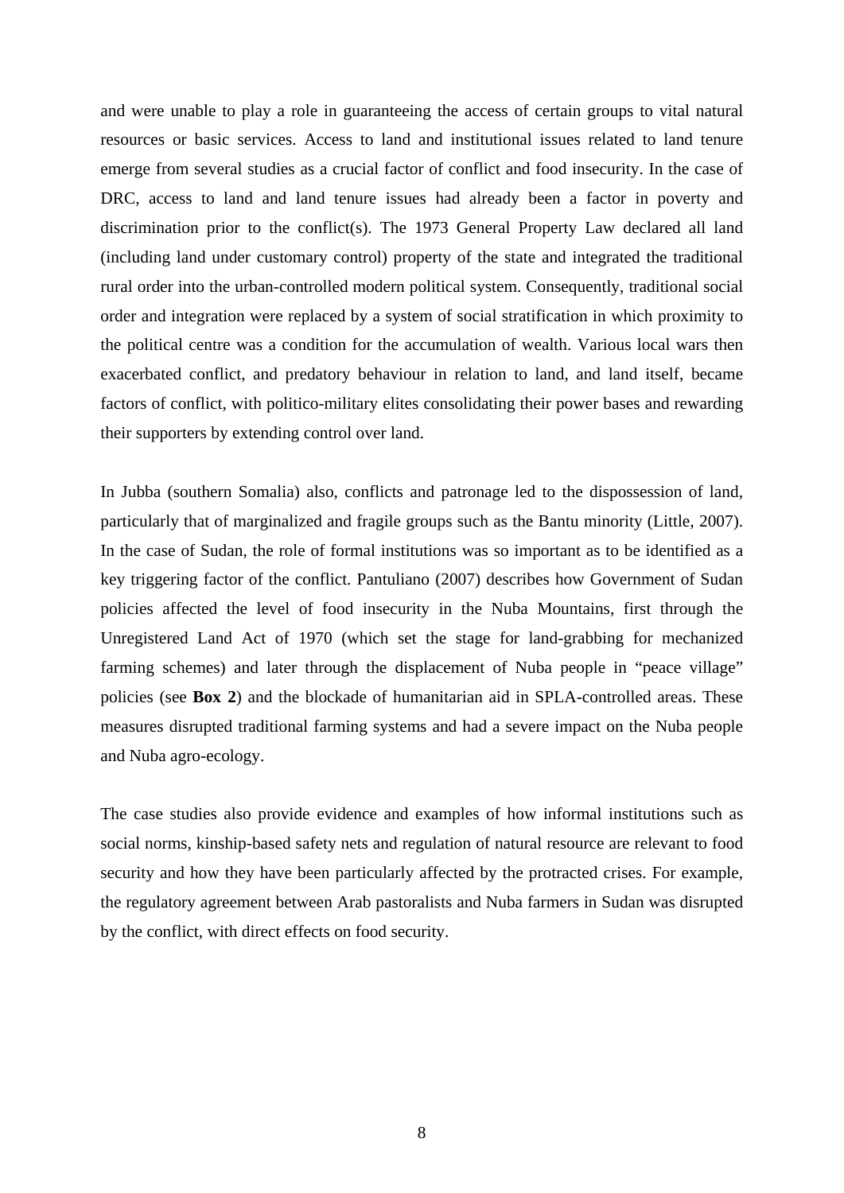and were unable to play a role in guaranteeing the access of certain groups to vital natural resources or basic services. Access to land and institutional issues related to land tenure emerge from several studies as a crucial factor of conflict and food insecurity. In the case of DRC, access to land and land tenure issues had already been a factor in poverty and discrimination prior to the conflict(s). The 1973 General Property Law declared all land (including land under customary control) property of the state and integrated the traditional rural order into the urban-controlled modern political system. Consequently, traditional social order and integration were replaced by a system of social stratification in which proximity to the political centre was a condition for the accumulation of wealth. Various local wars then exacerbated conflict, and predatory behaviour in relation to land, and land itself, became factors of conflict, with politico-military elites consolidating their power bases and rewarding their supporters by extending control over land.

In Jubba (southern Somalia) also, conflicts and patronage led to the dispossession of land, particularly that of marginalized and fragile groups such as the Bantu minority (Little, 2007). In the case of Sudan, the role of formal institutions was so important as to be identified as a key triggering factor of the conflict. Pantuliano (2007) describes how Government of Sudan policies affected the level of food insecurity in the Nuba Mountains, first through the Unregistered Land Act of 1970 (which set the stage for land-grabbing for mechanized farming schemes) and later through the displacement of Nuba people in "peace village" policies (see **Box 2**) and the blockade of humanitarian aid in SPLA-controlled areas. These measures disrupted traditional farming systems and had a severe impact on the Nuba people and Nuba agro-ecology.

The case studies also provide evidence and examples of how informal institutions such as social norms, kinship-based safety nets and regulation of natural resource are relevant to food security and how they have been particularly affected by the protracted crises. For example, the regulatory agreement between Arab pastoralists and Nuba farmers in Sudan was disrupted by the conflict, with direct effects on food security.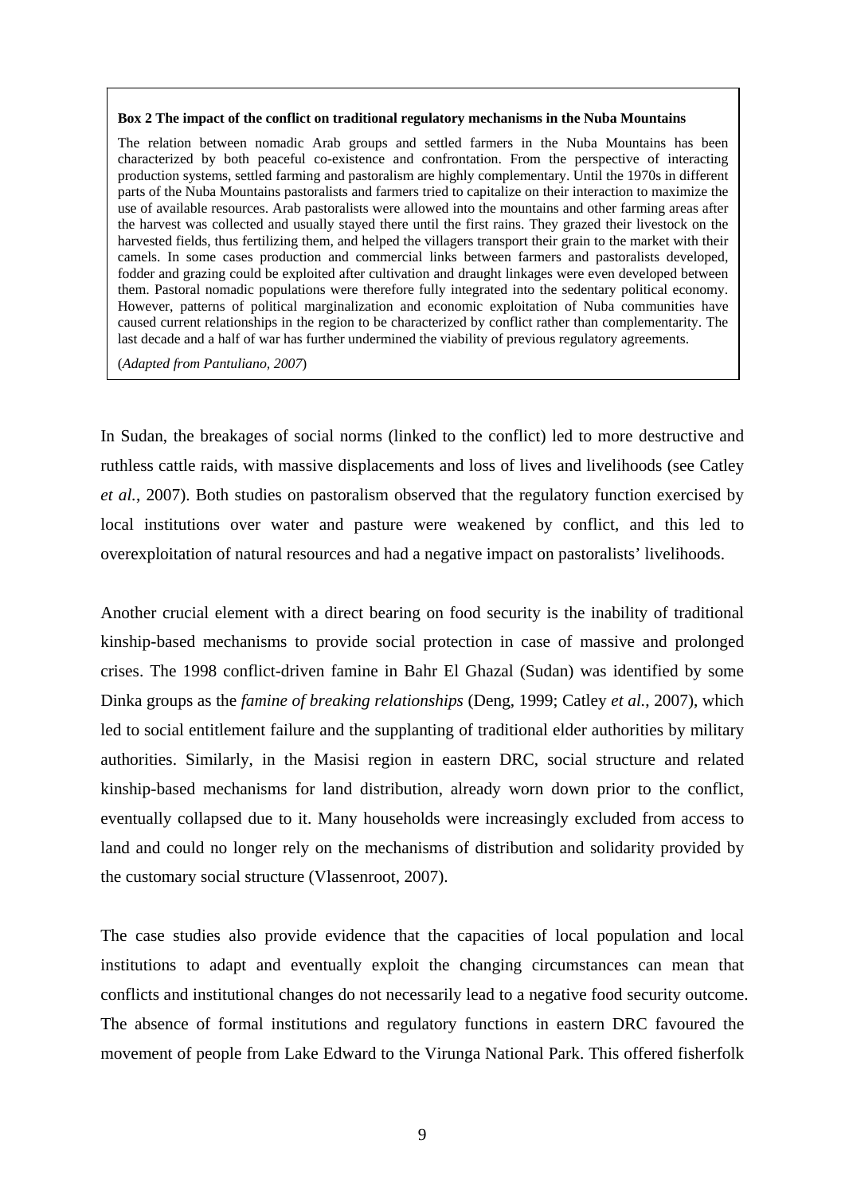> **Box 2 The impact of the conflict on traditional regulatory mechanisms in the Nuba Mountains**
>
> The relation between nomadic Arab groups and settled farmers in the Nuba Mountains has been characterized by both peaceful co-existence and confrontation. From the perspective of interacting production systems, settled farming and pastoralism are highly complementary. Until the 1970s in different parts of the Nuba Mountains pastoralists and farmers tried to capitalize on their interaction to maximize the use of available resources. Arab pastoralists were allowed into the mountains and other farming areas after the harvest was collected and usually stayed there until the first rains. They grazed their livestock on the harvested fields, thus fertilizing them, and helped the villagers transport their grain to the market with their camels. In some cases production and commercial links between farmers and pastoralists developed, fodder and grazing could be exploited after cultivation and draught linkages were even developed between them. Pastoral nomadic populations were therefore fully integrated into the sedentary political economy. However, patterns of political marginalization and economic exploitation of Nuba communities have caused current relationships in the region to be characterized by conflict rather than complementarity. The last decade and a half of war has further undermined the viability of previous regulatory agreements.
>
> (*Adapted from Pantuliano, 2007*)

In Sudan, the breakages of social norms (linked to the conflict) led to more destructive and ruthless cattle raids, with massive displacements and loss of lives and livelihoods (see Catley *et al.*, 2007). Both studies on pastoralism observed that the regulatory function exercised by local institutions over water and pasture were weakened by conflict, and this led to overexploitation of natural resources and had a negative impact on pastoralists' livelihoods.

Another crucial element with a direct bearing on food security is the inability of traditional kinship-based mechanisms to provide social protection in case of massive and prolonged crises. The 1998 conflict-driven famine in Bahr El Ghazal (Sudan) was identified by some Dinka groups as the *famine of breaking relationships* (Deng, 1999; Catley *et al.*, 2007), which led to social entitlement failure and the supplanting of traditional elder authorities by military authorities. Similarly, in the Masisi region in eastern DRC, social structure and related kinship-based mechanisms for land distribution, already worn down prior to the conflict, eventually collapsed due to it. Many households were increasingly excluded from access to land and could no longer rely on the mechanisms of distribution and solidarity provided by the customary social structure (Vlassenroot, 2007).

The case studies also provide evidence that the capacities of local population and local institutions to adapt and eventually exploit the changing circumstances can mean that conflicts and institutional changes do not necessarily lead to a negative food security outcome. The absence of formal institutions and regulatory functions in eastern DRC favoured the movement of people from Lake Edward to the Virunga National Park. This offered fisherfolk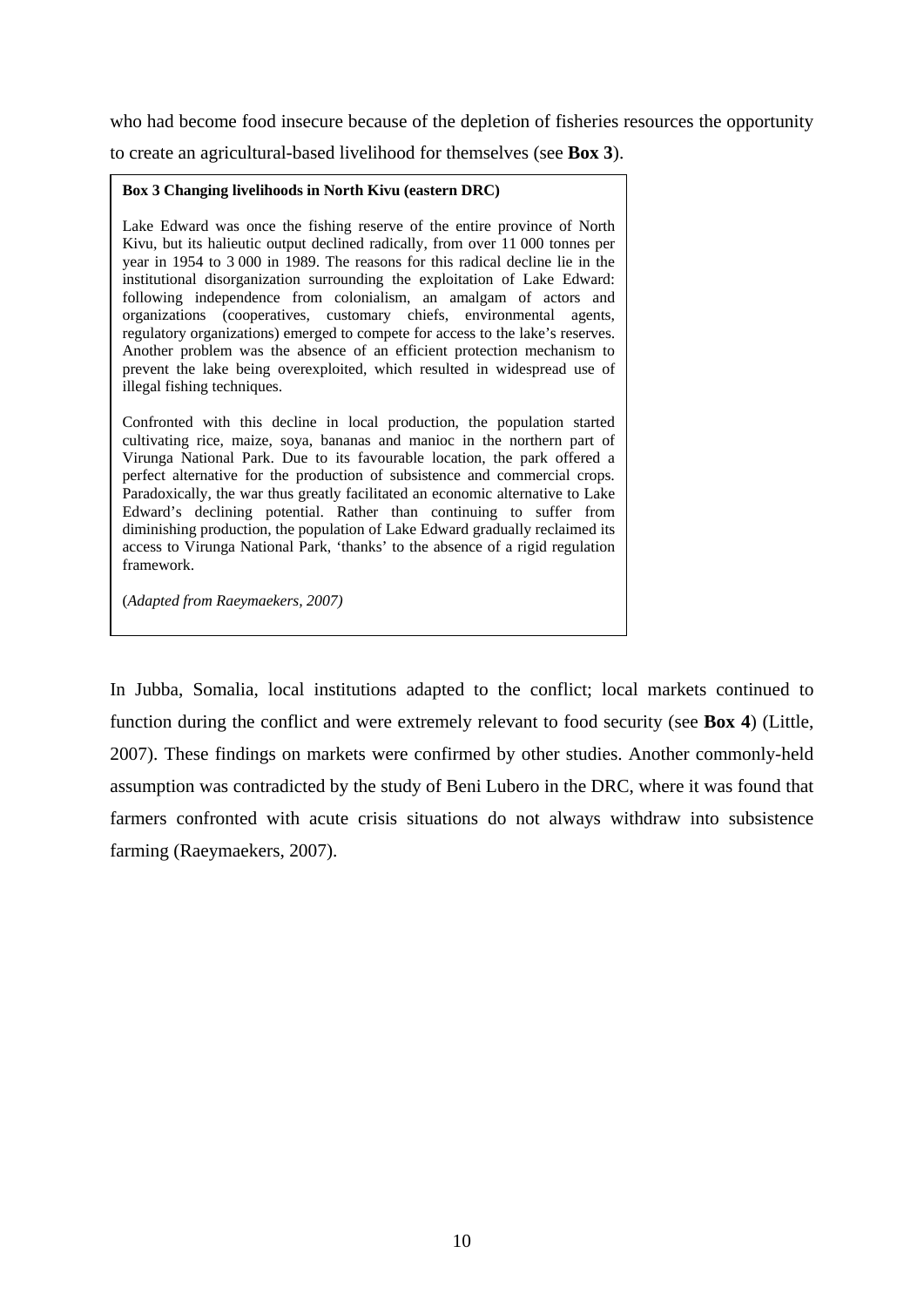who had become food insecure because of the depletion of fisheries resources the opportunity to create an agricultural-based livelihood for themselves (see **Box 3**).

> **Box 3 Changing livelihoods in North Kivu (eastern DRC)**
>
> Lake Edward was once the fishing reserve of the entire province of North Kivu, but its halieutic output declined radically, from over 11 000 tonnes per year in 1954 to 3 000 in 1989. The reasons for this radical decline lie in the institutional disorganization surrounding the exploitation of Lake Edward: following independence from colonialism, an amalgam of actors and organizations (cooperatives, customary chiefs, environmental agents, regulatory organizations) emerged to compete for access to the lake's reserves. Another problem was the absence of an efficient protection mechanism to prevent the lake being overexploited, which resulted in widespread use of illegal fishing techniques.
>
> Confronted with this decline in local production, the population started cultivating rice, maize, soya, bananas and manioc in the northern part of Virunga National Park. Due to its favourable location, the park offered a perfect alternative for the production of subsistence and commercial crops. Paradoxically, the war thus greatly facilitated an economic alternative to Lake Edward's declining potential. Rather than continuing to suffer from diminishing production, the population of Lake Edward gradually reclaimed its access to Virunga National Park, 'thanks' to the absence of a rigid regulation framework.
>
> (*Adapted from Raeymaekers, 2007)*

In Jubba, Somalia, local institutions adapted to the conflict; local markets continued to function during the conflict and were extremely relevant to food security (see **Box 4**) (Little, 2007). These findings on markets were confirmed by other studies. Another commonly-held assumption was contradicted by the study of Beni Lubero in the DRC, where it was found that farmers confronted with acute crisis situations do not always withdraw into subsistence farming (Raeymaekers, 2007).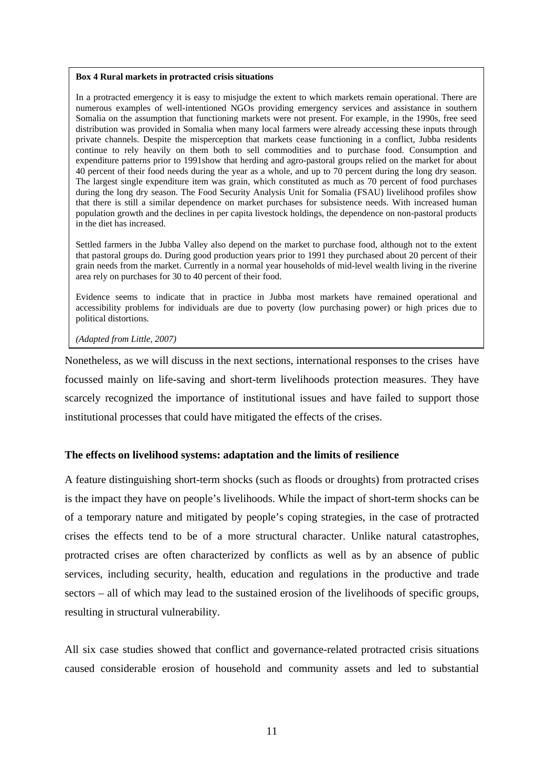**Box 4 Rural markets in protracted crisis situations**

In a protracted emergency it is easy to misjudge the extent to which markets remain operational. There are numerous examples of well-intentioned NGOs providing emergency services and assistance in southern Somalia on the assumption that functioning markets were not present. For example, in the 1990s, free seed distribution was provided in Somalia when many local farmers were already accessing these inputs through private channels. Despite the misperception that markets cease functioning in a conflict, Jubba residents continue to rely heavily on them both to sell commodities and to purchase food. Consumption and expenditure patterns prior to 1991show that herding and agro-pastoral groups relied on the market for about 40 percent of their food needs during the year as a whole, and up to 70 percent during the long dry season. The largest single expenditure item was grain, which constituted as much as 70 percent of food purchases during the long dry season. The Food Security Analysis Unit for Somalia (FSAU) livelihood profiles show that there is still a similar dependence on market purchases for subsistence needs. With increased human population growth and the declines in per capita livestock holdings, the dependence on non-pastoral products in the diet has increased.

Settled farmers in the Jubba Valley also depend on the market to purchase food, although not to the extent that pastoral groups do. During good production years prior to 1991 they purchased about 20 percent of their grain needs from the market. Currently in a normal year households of mid-level wealth living in the riverine area rely on purchases for 30 to 40 percent of their food.

Evidence seems to indicate that in practice in Jubba most markets have remained operational and accessibility problems for individuals are due to poverty (low purchasing power) or high prices due to political distortions.

*(Adapted from Little, 2007)*

Nonetheless, as we will discuss in the next sections, international responses to the crises have focussed mainly on life-saving and short-term livelihoods protection measures. They have scarcely recognized the importance of institutional issues and have failed to support those institutional processes that could have mitigated the effects of the crises.

### The effects on livelihood systems: adaptation and the limits of resilience

A feature distinguishing short-term shocks (such as floods or droughts) from protracted crises is the impact they have on people's livelihoods. While the impact of short-term shocks can be of a temporary nature and mitigated by people's coping strategies, in the case of protracted crises the effects tend to be of a more structural character. Unlike natural catastrophes, protracted crises are often characterized by conflicts as well as by an absence of public services, including security, health, education and regulations in the productive and trade sectors – all of which may lead to the sustained erosion of the livelihoods of specific groups, resulting in structural vulnerability.

All six case studies showed that conflict and governance-related protracted crisis situations caused considerable erosion of household and community assets and led to substantial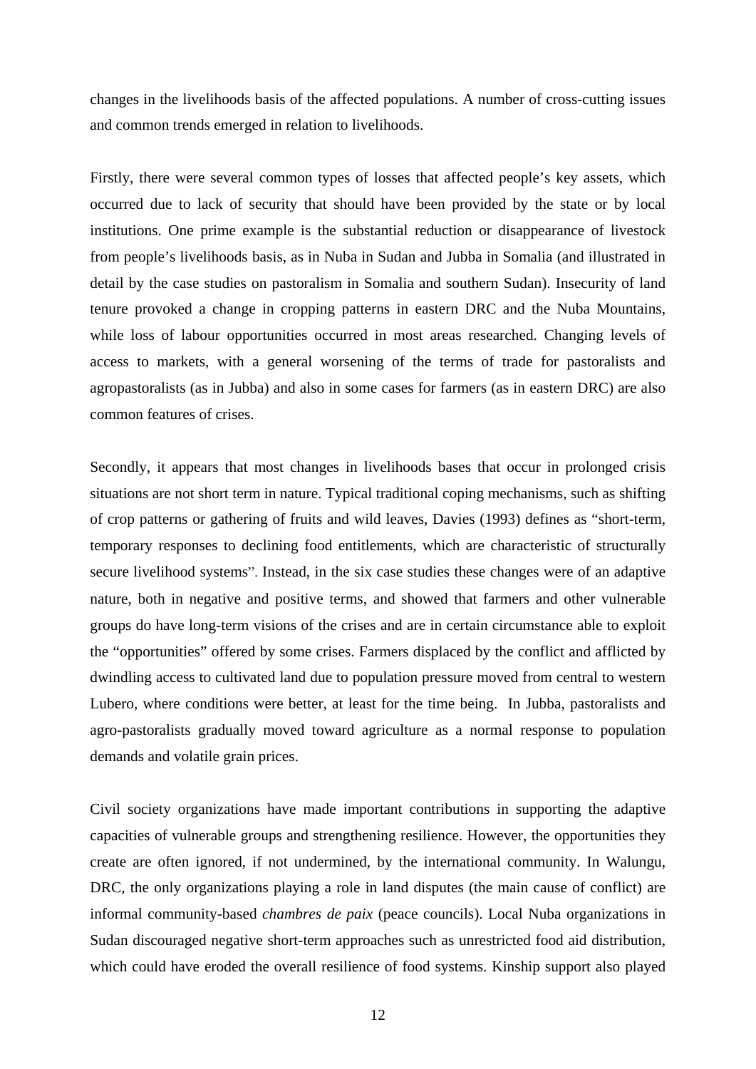changes in the livelihoods basis of the affected populations. A number of cross-cutting issues and common trends emerged in relation to livelihoods.

Firstly, there were several common types of losses that affected people's key assets, which occurred due to lack of security that should have been provided by the state or by local institutions. One prime example is the substantial reduction or disappearance of livestock from people's livelihoods basis, as in Nuba in Sudan and Jubba in Somalia (and illustrated in detail by the case studies on pastoralism in Somalia and southern Sudan). Insecurity of land tenure provoked a change in cropping patterns in eastern DRC and the Nuba Mountains, while loss of labour opportunities occurred in most areas researched. Changing levels of access to markets, with a general worsening of the terms of trade for pastoralists and agropastoralists (as in Jubba) and also in some cases for farmers (as in eastern DRC) are also common features of crises.

Secondly, it appears that most changes in livelihoods bases that occur in prolonged crisis situations are not short term in nature. Typical traditional coping mechanisms, such as shifting of crop patterns or gathering of fruits and wild leaves, Davies (1993) defines as "short-term, temporary responses to declining food entitlements, which are characteristic of structurally secure livelihood systems". Instead, in the six case studies these changes were of an adaptive nature, both in negative and positive terms, and showed that farmers and other vulnerable groups do have long-term visions of the crises and are in certain circumstance able to exploit the "opportunities" offered by some crises. Farmers displaced by the conflict and afflicted by dwindling access to cultivated land due to population pressure moved from central to western Lubero, where conditions were better, at least for the time being. In Jubba, pastoralists and agro-pastoralists gradually moved toward agriculture as a normal response to population demands and volatile grain prices.

Civil society organizations have made important contributions in supporting the adaptive capacities of vulnerable groups and strengthening resilience. However, the opportunities they create are often ignored, if not undermined, by the international community. In Walungu, DRC, the only organizations playing a role in land disputes (the main cause of conflict) are informal community-based *chambres de paix* (peace councils). Local Nuba organizations in Sudan discouraged negative short-term approaches such as unrestricted food aid distribution, which could have eroded the overall resilience of food systems. Kinship support also played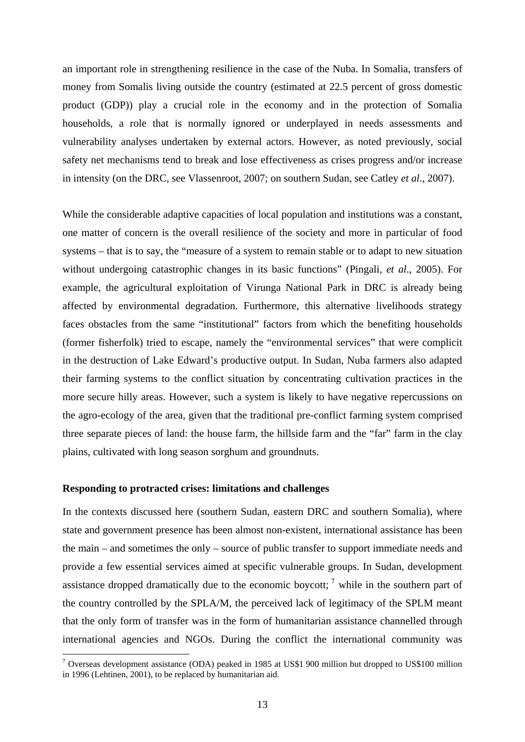an important role in strengthening resilience in the case of the Nuba. In Somalia, transfers of money from Somalis living outside the country (estimated at 22.5 percent of gross domestic product (GDP)) play a crucial role in the economy and in the protection of Somalia households, a role that is normally ignored or underplayed in needs assessments and vulnerability analyses undertaken by external actors. However, as noted previously, social safety net mechanisms tend to break and lose effectiveness as crises progress and/or increase in intensity (on the DRC, see Vlassenroot, 2007; on southern Sudan, see Catley *et al*., 2007).

While the considerable adaptive capacities of local population and institutions was a constant, one matter of concern is the overall resilience of the society and more in particular of food systems – that is to say, the "measure of a system to remain stable or to adapt to new situation without undergoing catastrophic changes in its basic functions" (Pingali, *et al*., 2005). For example, the agricultural exploitation of Virunga National Park in DRC is already being affected by environmental degradation. Furthermore, this alternative livelihoods strategy faces obstacles from the same "institutional" factors from which the benefiting households (former fisherfolk) tried to escape, namely the "environmental services" that were complicit in the destruction of Lake Edward's productive output. In Sudan, Nuba farmers also adapted their farming systems to the conflict situation by concentrating cultivation practices in the more secure hilly areas. However, such a system is likely to have negative repercussions on the agro-ecology of the area, given that the traditional pre-conflict farming system comprised three separate pieces of land: the house farm, the hillside farm and the "far" farm in the clay plains, cultivated with long season sorghum and groundnuts.

**Responding to protracted crises: limitations and challenges**

In the contexts discussed here (southern Sudan, eastern DRC and southern Somalia), where state and government presence has been almost non-existent, international assistance has been the main – and sometimes the only – source of public transfer to support immediate needs and provide a few essential services aimed at specific vulnerable groups. In Sudan, development assistance dropped dramatically due to the economic boycott; [7] while in the southern part of the country controlled by the SPLA/M, the perceived lack of legitimacy of the SPLM meant that the only form of transfer was in the form of humanitarian assistance channelled through international agencies and NGOs. During the conflict the international community was

[7] Overseas development assistance (ODA) peaked in 1985 at US$1 900 million but dropped to US$100 million in 1996 (Lehtinen, 2001), to be replaced by humanitarian aid.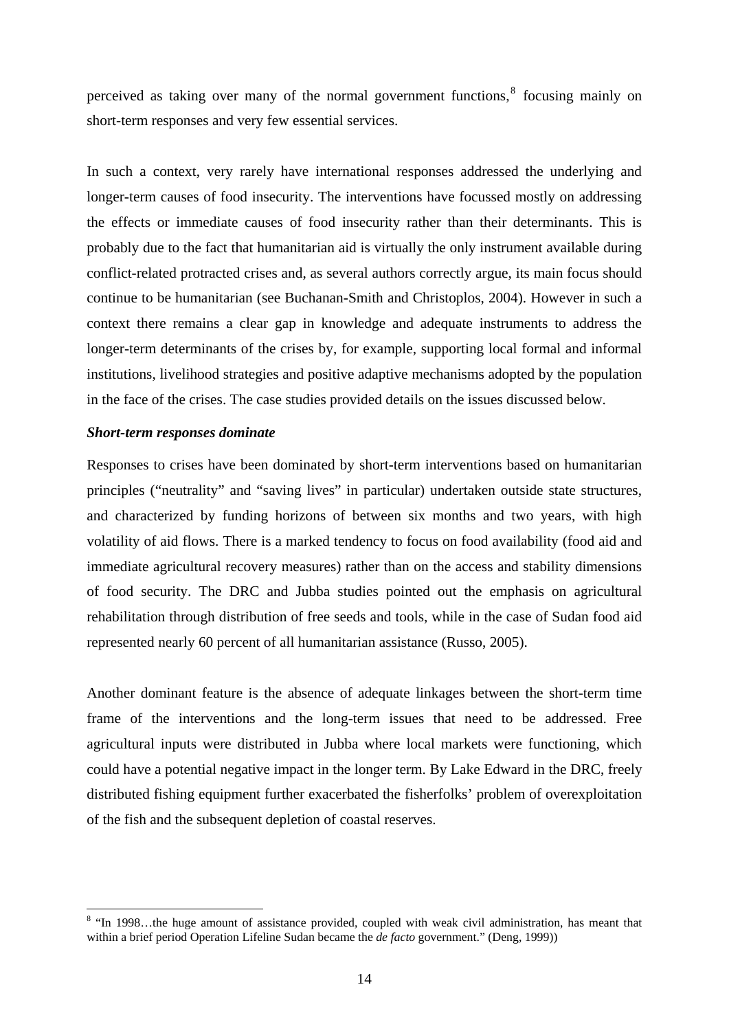perceived as taking over many of the normal government functions,[8] focusing mainly on short-term responses and very few essential services.

In such a context, very rarely have international responses addressed the underlying and longer-term causes of food insecurity. The interventions have focussed mostly on addressing the effects or immediate causes of food insecurity rather than their determinants. This is probably due to the fact that humanitarian aid is virtually the only instrument available during conflict-related protracted crises and, as several authors correctly argue, its main focus should continue to be humanitarian (see Buchanan-Smith and Christoplos, 2004). However in such a context there remains a clear gap in knowledge and adequate instruments to address the longer-term determinants of the crises by, for example, supporting local formal and informal institutions, livelihood strategies and positive adaptive mechanisms adopted by the population in the face of the crises. The case studies provided details on the issues discussed below.

***Short-term responses dominate***

Responses to crises have been dominated by short-term interventions based on humanitarian principles ("neutrality" and "saving lives" in particular) undertaken outside state structures, and characterized by funding horizons of between six months and two years, with high volatility of aid flows. There is a marked tendency to focus on food availability (food aid and immediate agricultural recovery measures) rather than on the access and stability dimensions of food security. The DRC and Jubba studies pointed out the emphasis on agricultural rehabilitation through distribution of free seeds and tools, while in the case of Sudan food aid represented nearly 60 percent of all humanitarian assistance (Russo, 2005).

Another dominant feature is the absence of adequate linkages between the short-term time frame of the interventions and the long-term issues that need to be addressed. Free agricultural inputs were distributed in Jubba where local markets were functioning, which could have a potential negative impact in the longer term. By Lake Edward in the DRC, freely distributed fishing equipment further exacerbated the fisherfolks' problem of overexploitation of the fish and the subsequent depletion of coastal reserves.

---

[8] "In 1998…the huge amount of assistance provided, coupled with weak civil administration, has meant that within a brief period Operation Lifeline Sudan became the *de facto* government." (Deng, 1999))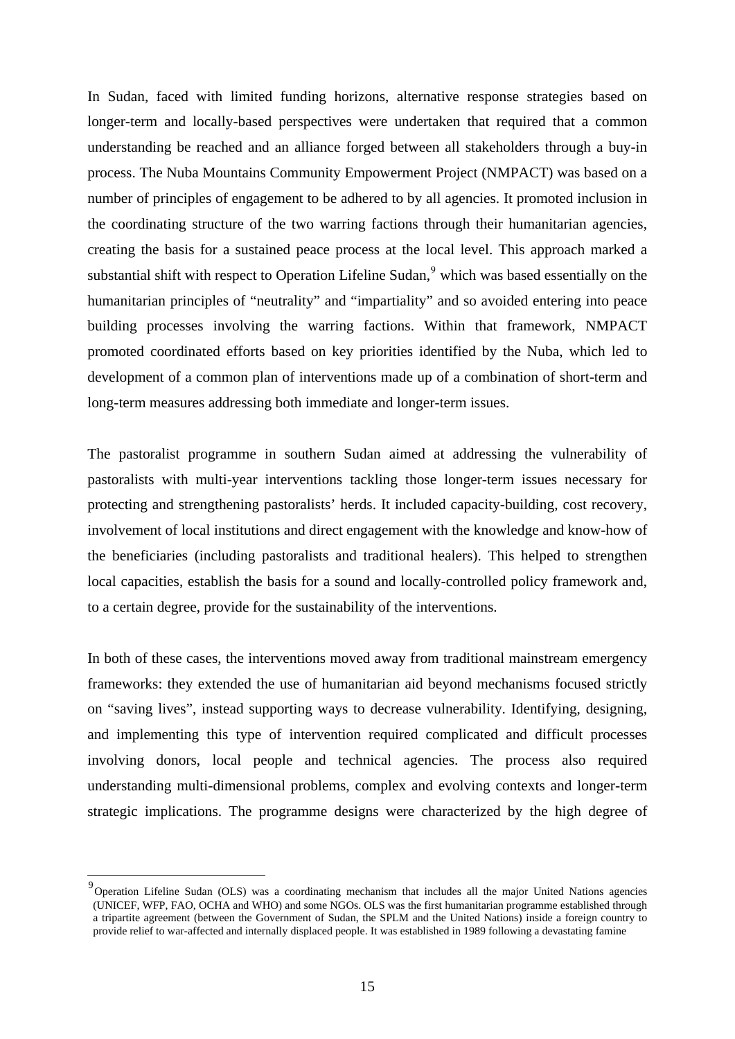In Sudan, faced with limited funding horizons, alternative response strategies based on longer-term and locally-based perspectives were undertaken that required that a common understanding be reached and an alliance forged between all stakeholders through a buy-in process. The Nuba Mountains Community Empowerment Project (NMPACT) was based on a number of principles of engagement to be adhered to by all agencies. It promoted inclusion in the coordinating structure of the two warring factions through their humanitarian agencies, creating the basis for a sustained peace process at the local level. This approach marked a substantial shift with respect to Operation Lifeline Sudan,[9] which was based essentially on the humanitarian principles of "neutrality" and "impartiality" and so avoided entering into peace building processes involving the warring factions. Within that framework, NMPACT promoted coordinated efforts based on key priorities identified by the Nuba, which led to development of a common plan of interventions made up of a combination of short-term and long-term measures addressing both immediate and longer-term issues.

The pastoralist programme in southern Sudan aimed at addressing the vulnerability of pastoralists with multi-year interventions tackling those longer-term issues necessary for protecting and strengthening pastoralists' herds. It included capacity-building, cost recovery, involvement of local institutions and direct engagement with the knowledge and know-how of the beneficiaries (including pastoralists and traditional healers). This helped to strengthen local capacities, establish the basis for a sound and locally-controlled policy framework and, to a certain degree, provide for the sustainability of the interventions.

In both of these cases, the interventions moved away from traditional mainstream emergency frameworks: they extended the use of humanitarian aid beyond mechanisms focused strictly on "saving lives", instead supporting ways to decrease vulnerability. Identifying, designing, and implementing this type of intervention required complicated and difficult processes involving donors, local people and technical agencies. The process also required understanding multi-dimensional problems, complex and evolving contexts and longer-term strategic implications. The programme designs were characterized by the high degree of

---

[9] Operation Lifeline Sudan (OLS) was a coordinating mechanism that includes all the major United Nations agencies (UNICEF, WFP, FAO, OCHA and WHO) and some NGOs. OLS was the first humanitarian programme established through a tripartite agreement (between the Government of Sudan, the SPLM and the United Nations) inside a foreign country to provide relief to war-affected and internally displaced people. It was established in 1989 following a devastating famine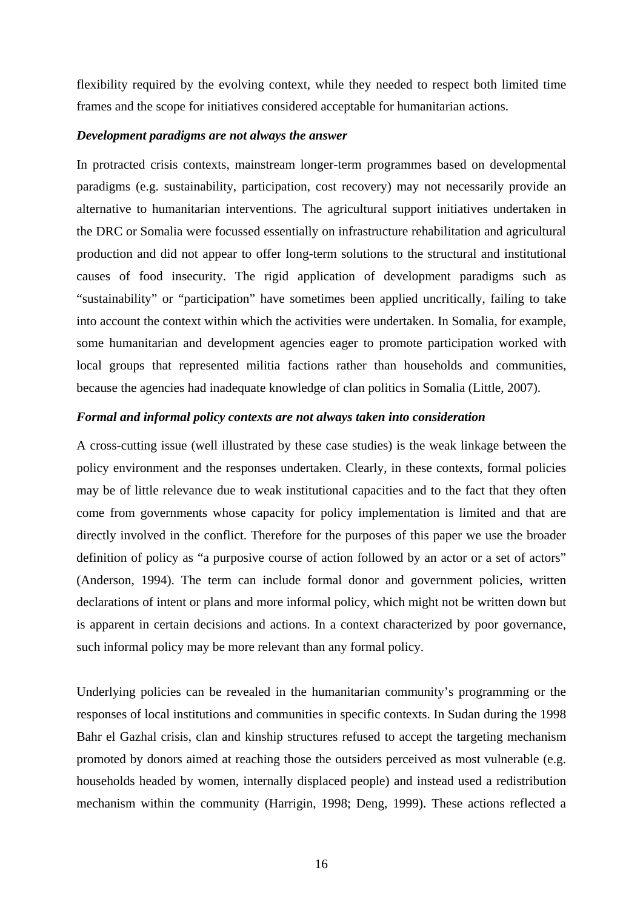flexibility required by the evolving context, while they needed to respect both limited time frames and the scope for initiatives considered acceptable for humanitarian actions.

***Development paradigms are not always the answer***

In protracted crisis contexts, mainstream longer-term programmes based on developmental paradigms (e.g. sustainability, participation, cost recovery) may not necessarily provide an alternative to humanitarian interventions. The agricultural support initiatives undertaken in the DRC or Somalia were focussed essentially on infrastructure rehabilitation and agricultural production and did not appear to offer long-term solutions to the structural and institutional causes of food insecurity. The rigid application of development paradigms such as "sustainability" or "participation" have sometimes been applied uncritically, failing to take into account the context within which the activities were undertaken. In Somalia, for example, some humanitarian and development agencies eager to promote participation worked with local groups that represented militia factions rather than households and communities, because the agencies had inadequate knowledge of clan politics in Somalia (Little, 2007).

***Formal and informal policy contexts are not always taken into consideration***

A cross-cutting issue (well illustrated by these case studies) is the weak linkage between the policy environment and the responses undertaken. Clearly, in these contexts, formal policies may be of little relevance due to weak institutional capacities and to the fact that they often come from governments whose capacity for policy implementation is limited and that are directly involved in the conflict. Therefore for the purposes of this paper we use the broader definition of policy as "a purposive course of action followed by an actor or a set of actors" (Anderson, 1994). The term can include formal donor and government policies, written declarations of intent or plans and more informal policy, which might not be written down but is apparent in certain decisions and actions. In a context characterized by poor governance, such informal policy may be more relevant than any formal policy.

Underlying policies can be revealed in the humanitarian community's programming or the responses of local institutions and communities in specific contexts. In Sudan during the 1998 Bahr el Gazhal crisis, clan and kinship structures refused to accept the targeting mechanism promoted by donors aimed at reaching those the outsiders perceived as most vulnerable (e.g. households headed by women, internally displaced people) and instead used a redistribution mechanism within the community (Harrigin, 1998; Deng, 1999). These actions reflected a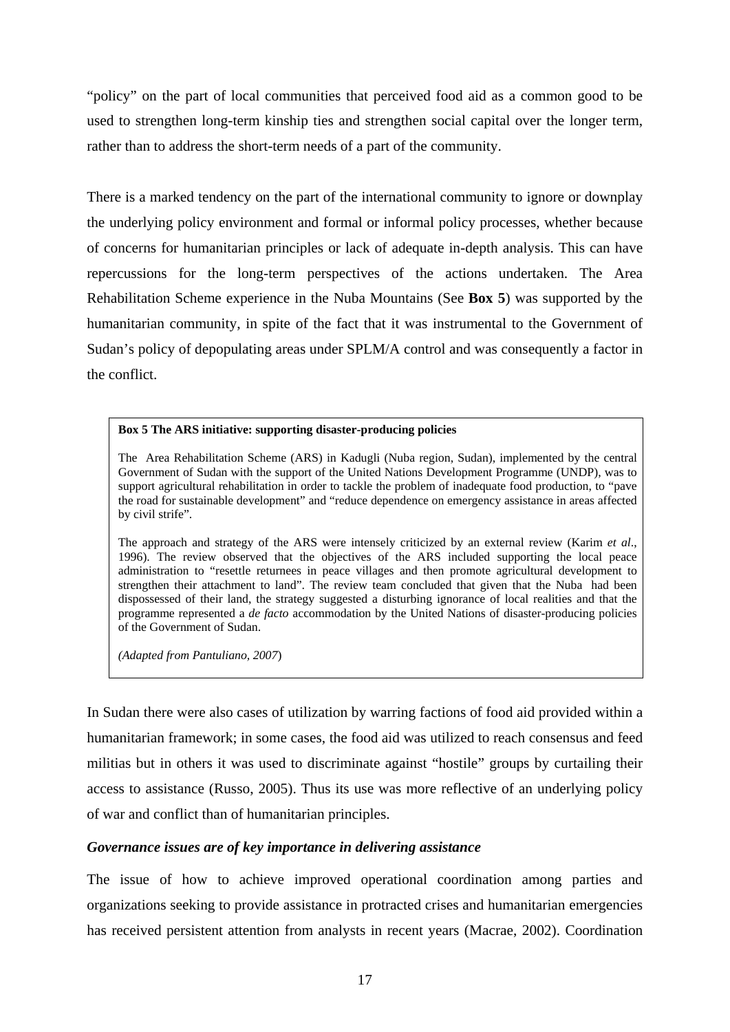"policy" on the part of local communities that perceived food aid as a common good to be used to strengthen long-term kinship ties and strengthen social capital over the longer term, rather than to address the short-term needs of a part of the community.

There is a marked tendency on the part of the international community to ignore or downplay the underlying policy environment and formal or informal policy processes, whether because of concerns for humanitarian principles or lack of adequate in-depth analysis. This can have repercussions for the long-term perspectives of the actions undertaken. The Area Rehabilitation Scheme experience in the Nuba Mountains (See **Box 5**) was supported by the humanitarian community, in spite of the fact that it was instrumental to the Government of Sudan's policy of depopulating areas under SPLM/A control and was consequently a factor in the conflict.

> **Box 5 The ARS initiative: supporting disaster-producing policies**
>
> The Area Rehabilitation Scheme (ARS) in Kadugli (Nuba region, Sudan), implemented by the central Government of Sudan with the support of the United Nations Development Programme (UNDP), was to support agricultural rehabilitation in order to tackle the problem of inadequate food production, to "pave the road for sustainable development" and "reduce dependence on emergency assistance in areas affected by civil strife".
>
> The approach and strategy of the ARS were intensely criticized by an external review (Karim *et al*., 1996). The review observed that the objectives of the ARS included supporting the local peace administration to "resettle returnees in peace villages and then promote agricultural development to strengthen their attachment to land". The review team concluded that given that the Nuba had been dispossessed of their land, the strategy suggested a disturbing ignorance of local realities and that the programme represented a *de facto* accommodation by the United Nations of disaster-producing policies of the Government of Sudan.
>
> *(Adapted from Pantuliano, 2007)*

In Sudan there were also cases of utilization by warring factions of food aid provided within a humanitarian framework; in some cases, the food aid was utilized to reach consensus and feed militias but in others it was used to discriminate against "hostile" groups by curtailing their access to assistance (Russo, 2005). Thus its use was more reflective of an underlying policy of war and conflict than of humanitarian principles.

***Governance issues are of key importance in delivering assistance***

The issue of how to achieve improved operational coordination among parties and organizations seeking to provide assistance in protracted crises and humanitarian emergencies has received persistent attention from analysts in recent years (Macrae, 2002). Coordination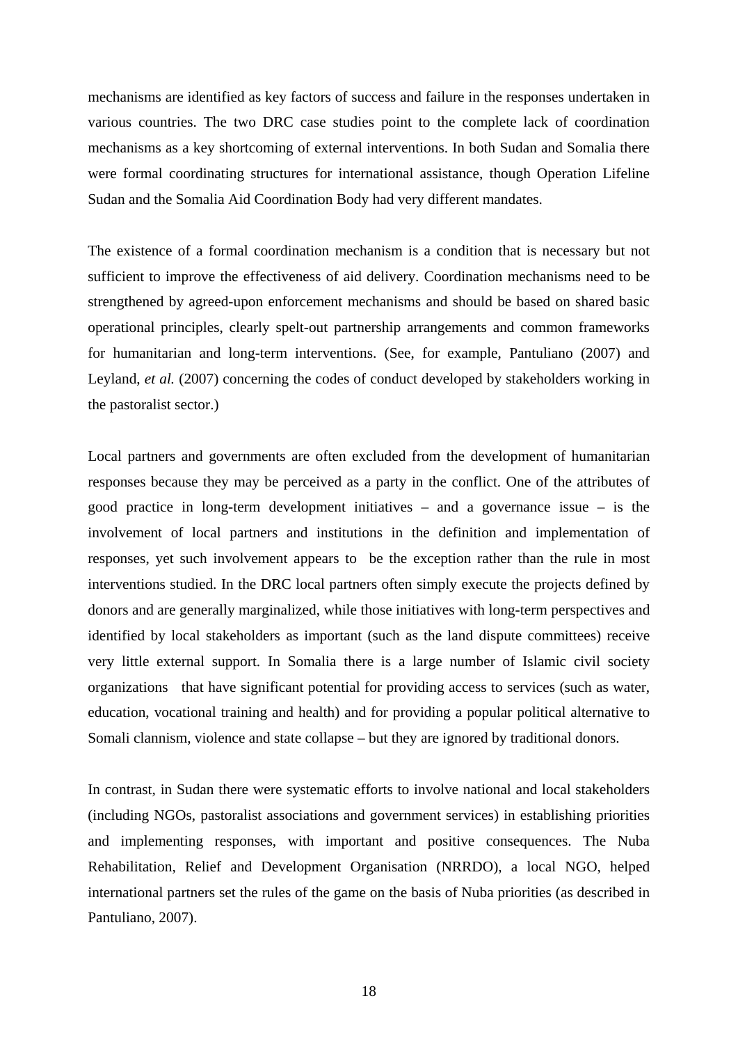mechanisms are identified as key factors of success and failure in the responses undertaken in various countries. The two DRC case studies point to the complete lack of coordination mechanisms as a key shortcoming of external interventions. In both Sudan and Somalia there were formal coordinating structures for international assistance, though Operation Lifeline Sudan and the Somalia Aid Coordination Body had very different mandates.

The existence of a formal coordination mechanism is a condition that is necessary but not sufficient to improve the effectiveness of aid delivery. Coordination mechanisms need to be strengthened by agreed-upon enforcement mechanisms and should be based on shared basic operational principles, clearly spelt-out partnership arrangements and common frameworks for humanitarian and long-term interventions. (See, for example, Pantuliano (2007) and Leyland, *et al.* (2007) concerning the codes of conduct developed by stakeholders working in the pastoralist sector.)

Local partners and governments are often excluded from the development of humanitarian responses because they may be perceived as a party in the conflict. One of the attributes of good practice in long-term development initiatives – and a governance issue – is the involvement of local partners and institutions in the definition and implementation of responses, yet such involvement appears to be the exception rather than the rule in most interventions studied. In the DRC local partners often simply execute the projects defined by donors and are generally marginalized, while those initiatives with long-term perspectives and identified by local stakeholders as important (such as the land dispute committees) receive very little external support. In Somalia there is a large number of Islamic civil society organizations that have significant potential for providing access to services (such as water, education, vocational training and health) and for providing a popular political alternative to Somali clannism, violence and state collapse – but they are ignored by traditional donors.

In contrast, in Sudan there were systematic efforts to involve national and local stakeholders (including NGOs, pastoralist associations and government services) in establishing priorities and implementing responses, with important and positive consequences. The Nuba Rehabilitation, Relief and Development Organisation (NRRDO), a local NGO, helped international partners set the rules of the game on the basis of Nuba priorities (as described in Pantuliano, 2007).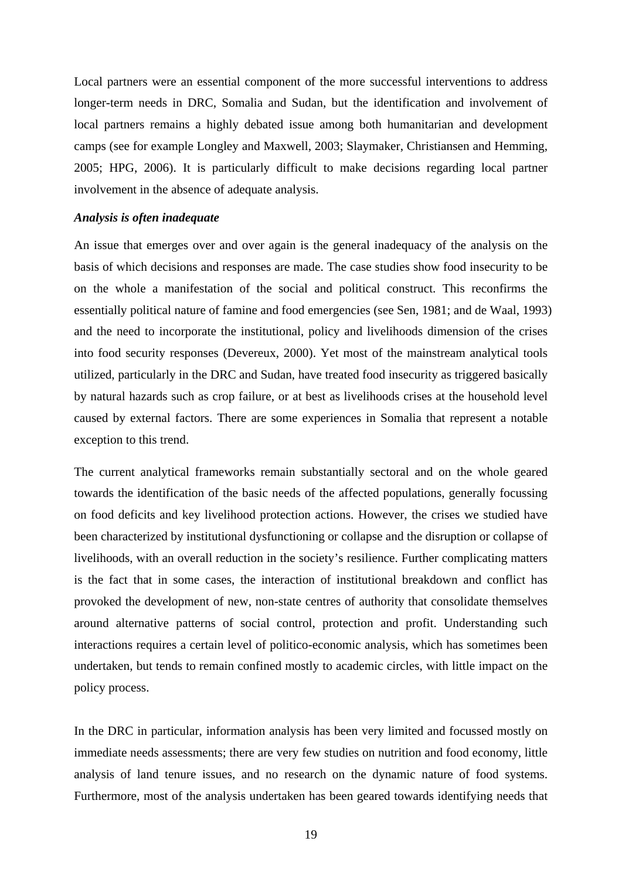Local partners were an essential component of the more successful interventions to address longer-term needs in DRC, Somalia and Sudan, but the identification and involvement of local partners remains a highly debated issue among both humanitarian and development camps (see for example Longley and Maxwell, 2003; Slaymaker, Christiansen and Hemming, 2005; HPG, 2006). It is particularly difficult to make decisions regarding local partner involvement in the absence of adequate analysis.

***Analysis is often inadequate***

An issue that emerges over and over again is the general inadequacy of the analysis on the basis of which decisions and responses are made. The case studies show food insecurity to be on the whole a manifestation of the social and political construct. This reconfirms the essentially political nature of famine and food emergencies (see Sen, 1981; and de Waal, 1993) and the need to incorporate the institutional, policy and livelihoods dimension of the crises into food security responses (Devereux, 2000). Yet most of the mainstream analytical tools utilized, particularly in the DRC and Sudan, have treated food insecurity as triggered basically by natural hazards such as crop failure, or at best as livelihoods crises at the household level caused by external factors. There are some experiences in Somalia that represent a notable exception to this trend.

The current analytical frameworks remain substantially sectoral and on the whole geared towards the identification of the basic needs of the affected populations, generally focussing on food deficits and key livelihood protection actions. However, the crises we studied have been characterized by institutional dysfunctioning or collapse and the disruption or collapse of livelihoods, with an overall reduction in the society's resilience. Further complicating matters is the fact that in some cases, the interaction of institutional breakdown and conflict has provoked the development of new, non-state centres of authority that consolidate themselves around alternative patterns of social control, protection and profit. Understanding such interactions requires a certain level of politico-economic analysis, which has sometimes been undertaken, but tends to remain confined mostly to academic circles, with little impact on the policy process.

In the DRC in particular, information analysis has been very limited and focussed mostly on immediate needs assessments; there are very few studies on nutrition and food economy, little analysis of land tenure issues, and no research on the dynamic nature of food systems. Furthermore, most of the analysis undertaken has been geared towards identifying needs that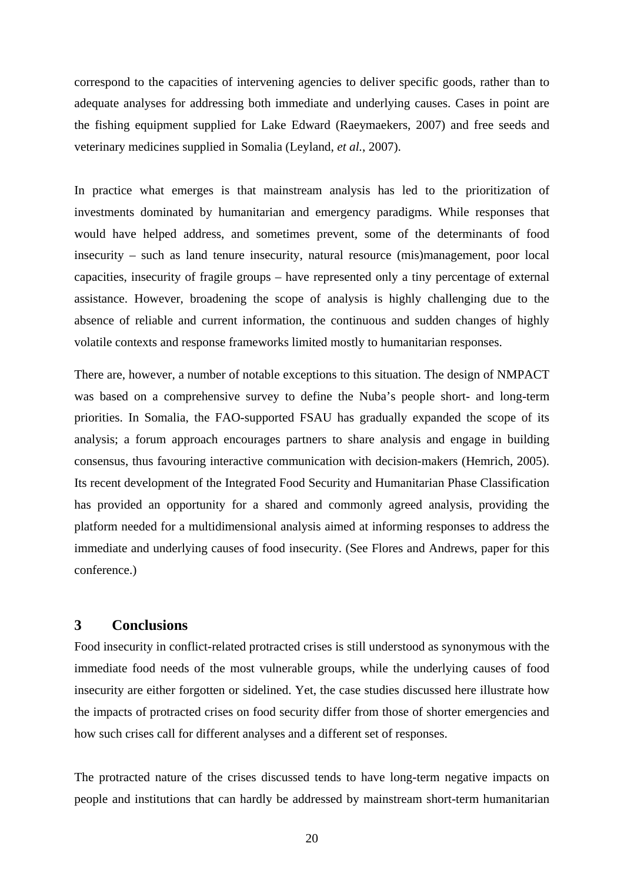correspond to the capacities of intervening agencies to deliver specific goods, rather than to adequate analyses for addressing both immediate and underlying causes. Cases in point are the fishing equipment supplied for Lake Edward (Raeymaekers, 2007) and free seeds and veterinary medicines supplied in Somalia (Leyland, *et al.*, 2007).

In practice what emerges is that mainstream analysis has led to the prioritization of investments dominated by humanitarian and emergency paradigms. While responses that would have helped address, and sometimes prevent, some of the determinants of food insecurity – such as land tenure insecurity, natural resource (mis)management, poor local capacities, insecurity of fragile groups – have represented only a tiny percentage of external assistance. However, broadening the scope of analysis is highly challenging due to the absence of reliable and current information, the continuous and sudden changes of highly volatile contexts and response frameworks limited mostly to humanitarian responses.

There are, however, a number of notable exceptions to this situation. The design of NMPACT was based on a comprehensive survey to define the Nuba's people short- and long-term priorities. In Somalia, the FAO-supported FSAU has gradually expanded the scope of its analysis; a forum approach encourages partners to share analysis and engage in building consensus, thus favouring interactive communication with decision-makers (Hemrich, 2005). Its recent development of the Integrated Food Security and Humanitarian Phase Classification has provided an opportunity for a shared and commonly agreed analysis, providing the platform needed for a multidimensional analysis aimed at informing responses to address the immediate and underlying causes of food insecurity. (See Flores and Andrews, paper for this conference.)

## 3 Conclusions

Food insecurity in conflict-related protracted crises is still understood as synonymous with the immediate food needs of the most vulnerable groups, while the underlying causes of food insecurity are either forgotten or sidelined. Yet, the case studies discussed here illustrate how the impacts of protracted crises on food security differ from those of shorter emergencies and how such crises call for different analyses and a different set of responses.

The protracted nature of the crises discussed tends to have long-term negative impacts on people and institutions that can hardly be addressed by mainstream short-term humanitarian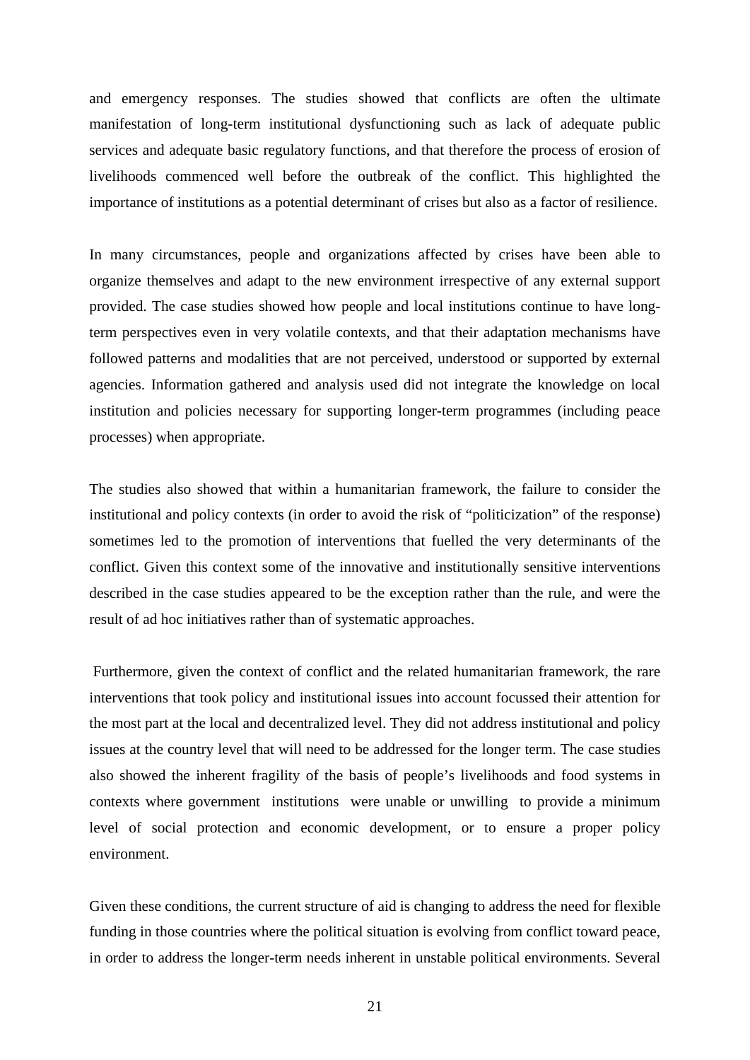and emergency responses. The studies showed that conflicts are often the ultimate manifestation of long-term institutional dysfunctioning such as lack of adequate public services and adequate basic regulatory functions, and that therefore the process of erosion of livelihoods commenced well before the outbreak of the conflict. This highlighted the importance of institutions as a potential determinant of crises but also as a factor of resilience.

In many circumstances, people and organizations affected by crises have been able to organize themselves and adapt to the new environment irrespective of any external support provided. The case studies showed how people and local institutions continue to have long-term perspectives even in very volatile contexts, and that their adaptation mechanisms have followed patterns and modalities that are not perceived, understood or supported by external agencies. Information gathered and analysis used did not integrate the knowledge on local institution and policies necessary for supporting longer-term programmes (including peace processes) when appropriate.

The studies also showed that within a humanitarian framework, the failure to consider the institutional and policy contexts (in order to avoid the risk of "politicization" of the response) sometimes led to the promotion of interventions that fuelled the very determinants of the conflict. Given this context some of the innovative and institutionally sensitive interventions described in the case studies appeared to be the exception rather than the rule, and were the result of ad hoc initiatives rather than of systematic approaches.

Furthermore, given the context of conflict and the related humanitarian framework, the rare interventions that took policy and institutional issues into account focussed their attention for the most part at the local and decentralized level. They did not address institutional and policy issues at the country level that will need to be addressed for the longer term. The case studies also showed the inherent fragility of the basis of people's livelihoods and food systems in contexts where government institutions were unable or unwilling to provide a minimum level of social protection and economic development, or to ensure a proper policy environment.

Given these conditions, the current structure of aid is changing to address the need for flexible funding in those countries where the political situation is evolving from conflict toward peace, in order to address the longer-term needs inherent in unstable political environments. Several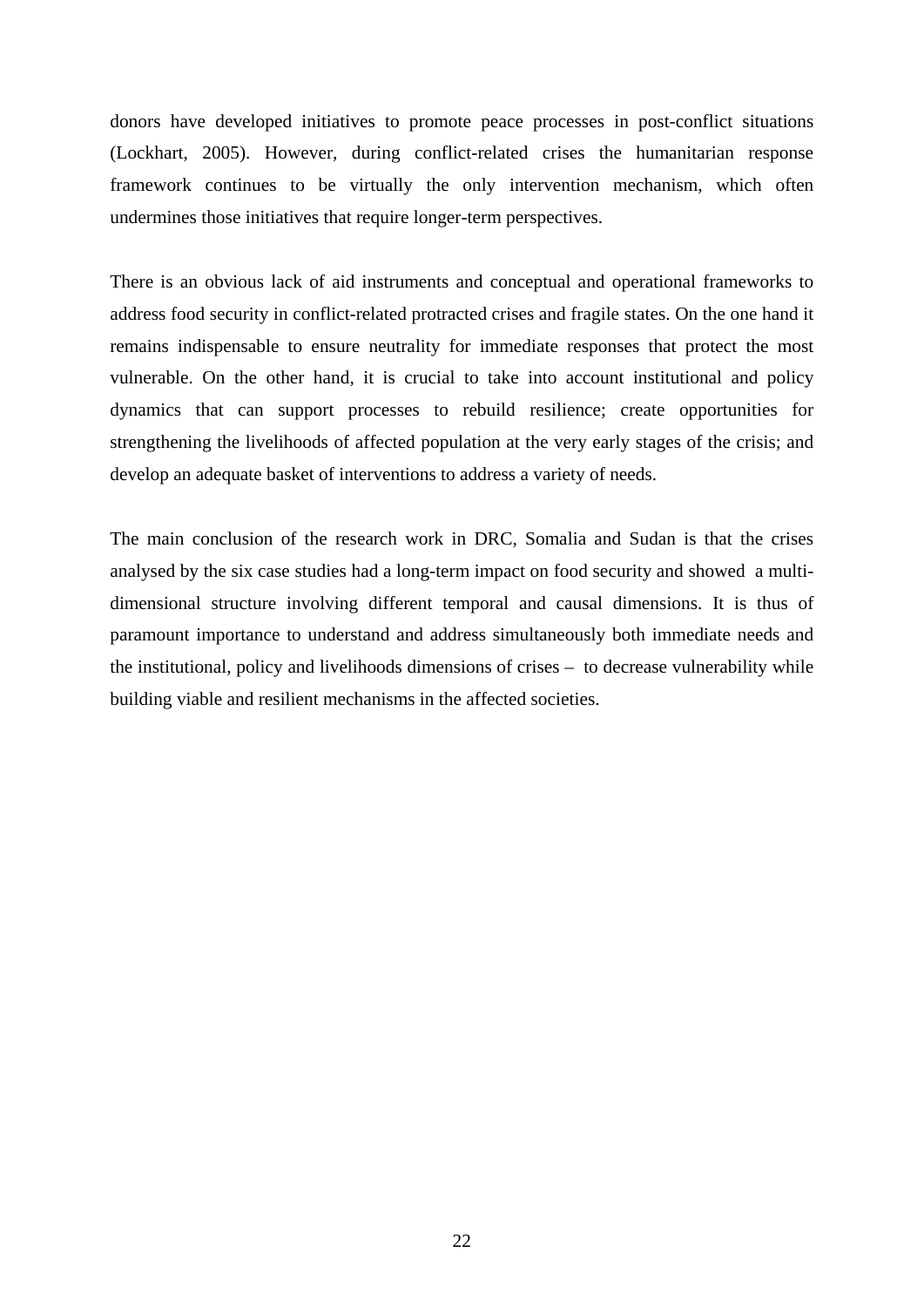donors have developed initiatives to promote peace processes in post-conflict situations (Lockhart, 2005). However, during conflict-related crises the humanitarian response framework continues to be virtually the only intervention mechanism, which often undermines those initiatives that require longer-term perspectives.

There is an obvious lack of aid instruments and conceptual and operational frameworks to address food security in conflict-related protracted crises and fragile states. On the one hand it remains indispensable to ensure neutrality for immediate responses that protect the most vulnerable. On the other hand, it is crucial to take into account institutional and policy dynamics that can support processes to rebuild resilience; create opportunities for strengthening the livelihoods of affected population at the very early stages of the crisis; and develop an adequate basket of interventions to address a variety of needs.

The main conclusion of the research work in DRC, Somalia and Sudan is that the crises analysed by the six case studies had a long-term impact on food security and showed a multi-dimensional structure involving different temporal and causal dimensions. It is thus of paramount importance to understand and address simultaneously both immediate needs and the institutional, policy and livelihoods dimensions of crises – to decrease vulnerability while building viable and resilient mechanisms in the affected societies.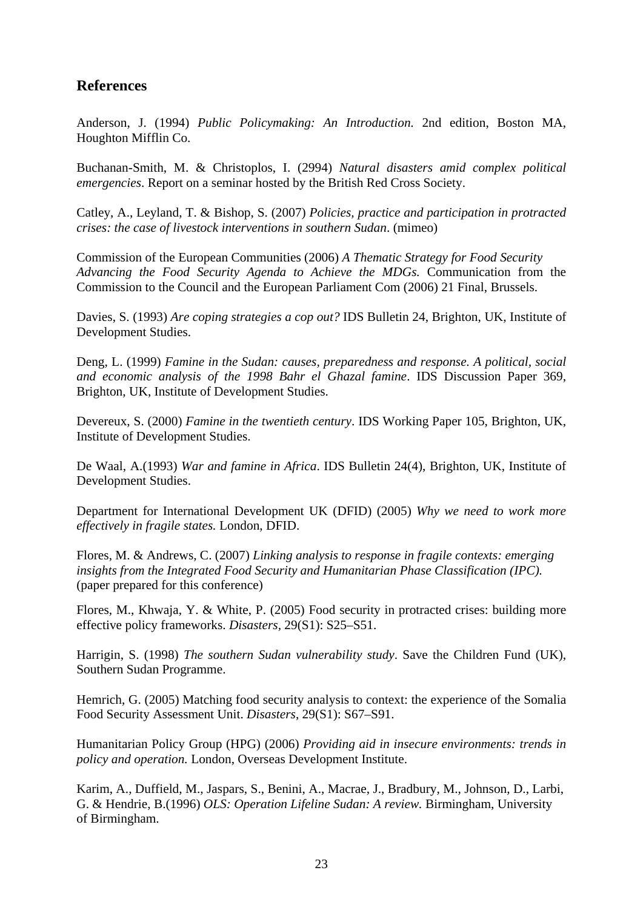## References

Anderson, J. (1994) *Public Policymaking: An Introduction.* 2nd edition, Boston MA, Houghton Mifflin Co.

Buchanan-Smith, M. & Christoplos, I. (2994) *Natural disasters amid complex political emergencies*. Report on a seminar hosted by the British Red Cross Society.

Catley, A., Leyland, T. & Bishop, S. (2007) *Policies, practice and participation in protracted crises: the case of livestock interventions in southern Sudan*. (mimeo)

Commission of the European Communities (2006) *A Thematic Strategy for Food Security Advancing the Food Security Agenda to Achieve the MDGs.* Communication from the Commission to the Council and the European Parliament Com (2006) 21 Final, Brussels.

Davies, S. (1993) *Are coping strategies a cop out?* IDS Bulletin 24, Brighton, UK, Institute of Development Studies.

Deng, L. (1999) *Famine in the Sudan: causes, preparedness and response. A political, social and economic analysis of the 1998 Bahr el Ghazal famine*. IDS Discussion Paper 369, Brighton, UK, Institute of Development Studies.

Devereux, S. (2000) *Famine in the twentieth century*. IDS Working Paper 105, Brighton, UK, Institute of Development Studies.

De Waal, A.(1993) *War and famine in Africa*. IDS Bulletin 24(4), Brighton, UK, Institute of Development Studies.

Department for International Development UK (DFID) (2005) *Why we need to work more effectively in fragile states.* London, DFID.

Flores, M. & Andrews, C. (2007) *Linking analysis to response in fragile contexts: emerging insights from the Integrated Food Security and Humanitarian Phase Classification (IPC).* (paper prepared for this conference)

Flores, M., Khwaja, Y. & White, P. (2005) Food security in protracted crises: building more effective policy frameworks. *Disasters*, 29(S1): S25–S51.

Harrigin, S. (1998) *The southern Sudan vulnerability study*. Save the Children Fund (UK), Southern Sudan Programme.

Hemrich, G. (2005) Matching food security analysis to context: the experience of the Somalia Food Security Assessment Unit. *Disasters*, 29(S1): S67–S91.

Humanitarian Policy Group (HPG) (2006) *Providing aid in insecure environments: trends in policy and operation.* London, Overseas Development Institute.

Karim, A., Duffield, M., Jaspars, S., Benini, A., Macrae, J., Bradbury, M., Johnson, D., Larbi, G. & Hendrie, B.(1996) *OLS: Operation Lifeline Sudan: A review.* Birmingham, University of Birmingham.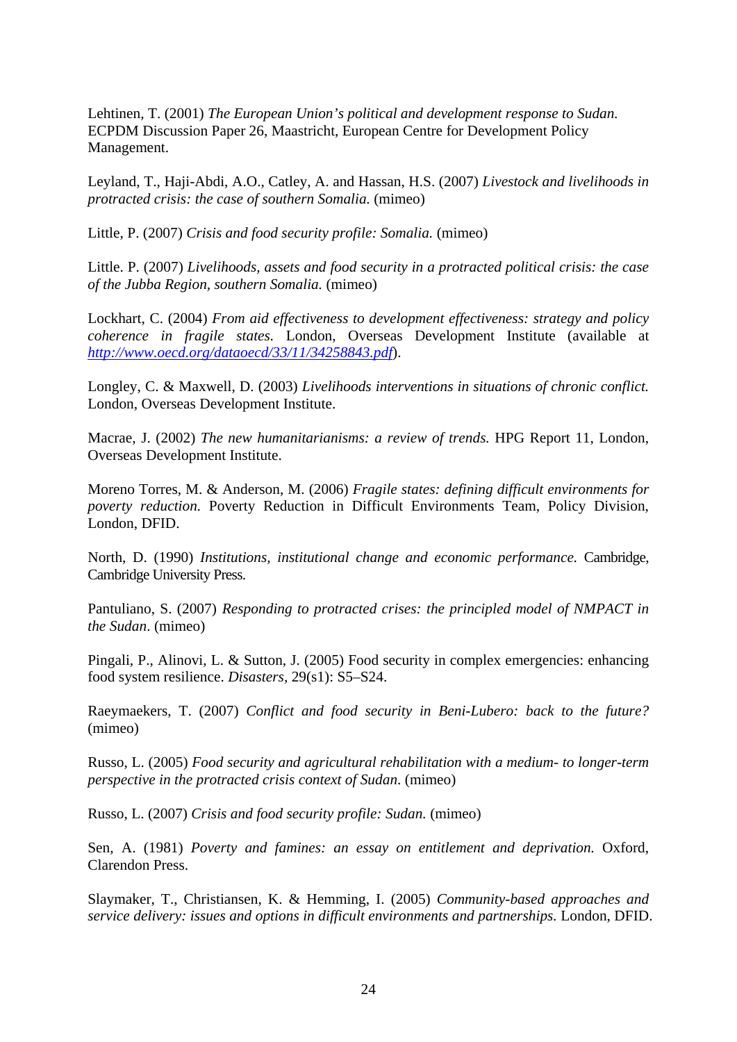Lehtinen, T. (2001) *The European Union's political and development response to Sudan.* ECPDM Discussion Paper 26, Maastricht, European Centre for Development Policy Management.

Leyland, T., Haji-Abdi, A.O., Catley, A. and Hassan, H.S. (2007) *Livestock and livelihoods in protracted crisis: the case of southern Somalia.* (mimeo)

Little, P. (2007) *Crisis and food security profile: Somalia.* (mimeo)

Little. P. (2007) *Livelihoods, assets and food security in a protracted political crisis: the case of the Jubba Region, southern Somalia.* (mimeo)

Lockhart, C. (2004) *From aid effectiveness to development effectiveness: strategy and policy coherence in fragile states.* London, Overseas Development Institute (available at *http://www.oecd.org/dataoecd/33/11/34258843.pdf*).

Longley, C. & Maxwell, D. (2003) *Livelihoods interventions in situations of chronic conflict.* London, Overseas Development Institute.

Macrae, J. (2002) *The new humanitarianisms: a review of trends.* HPG Report 11, London, Overseas Development Institute.

Moreno Torres, M. & Anderson, M. (2006) *Fragile states: defining difficult environments for poverty reduction.* Poverty Reduction in Difficult Environments Team, Policy Division, London, DFID.

North, D. (1990) *Institutions, institutional change and economic performance.* Cambridge, Cambridge University Press.

Pantuliano, S. (2007) *Responding to protracted crises: the principled model of NMPACT in the Sudan*. (mimeo)

Pingali, P., Alinovi, L. & Sutton, J. (2005) Food security in complex emergencies: enhancing food system resilience. *Disasters*, 29(s1): S5–S24.

Raeymaekers, T. (2007) *Conflict and food security in Beni-Lubero: back to the future?* (mimeo)

Russo, L. (2005) *Food security and agricultural rehabilitation with a medium- to longer-term perspective in the protracted crisis context of Sudan.* (mimeo)

Russo, L. (2007) *Crisis and food security profile: Sudan.* (mimeo)

Sen, A. (1981) *Poverty and famines: an essay on entitlement and deprivation.* Oxford, Clarendon Press.

Slaymaker, T., Christiansen, K. & Hemming, I. (2005) *Community-based approaches and service delivery: issues and options in difficult environments and partnerships.* London, DFID.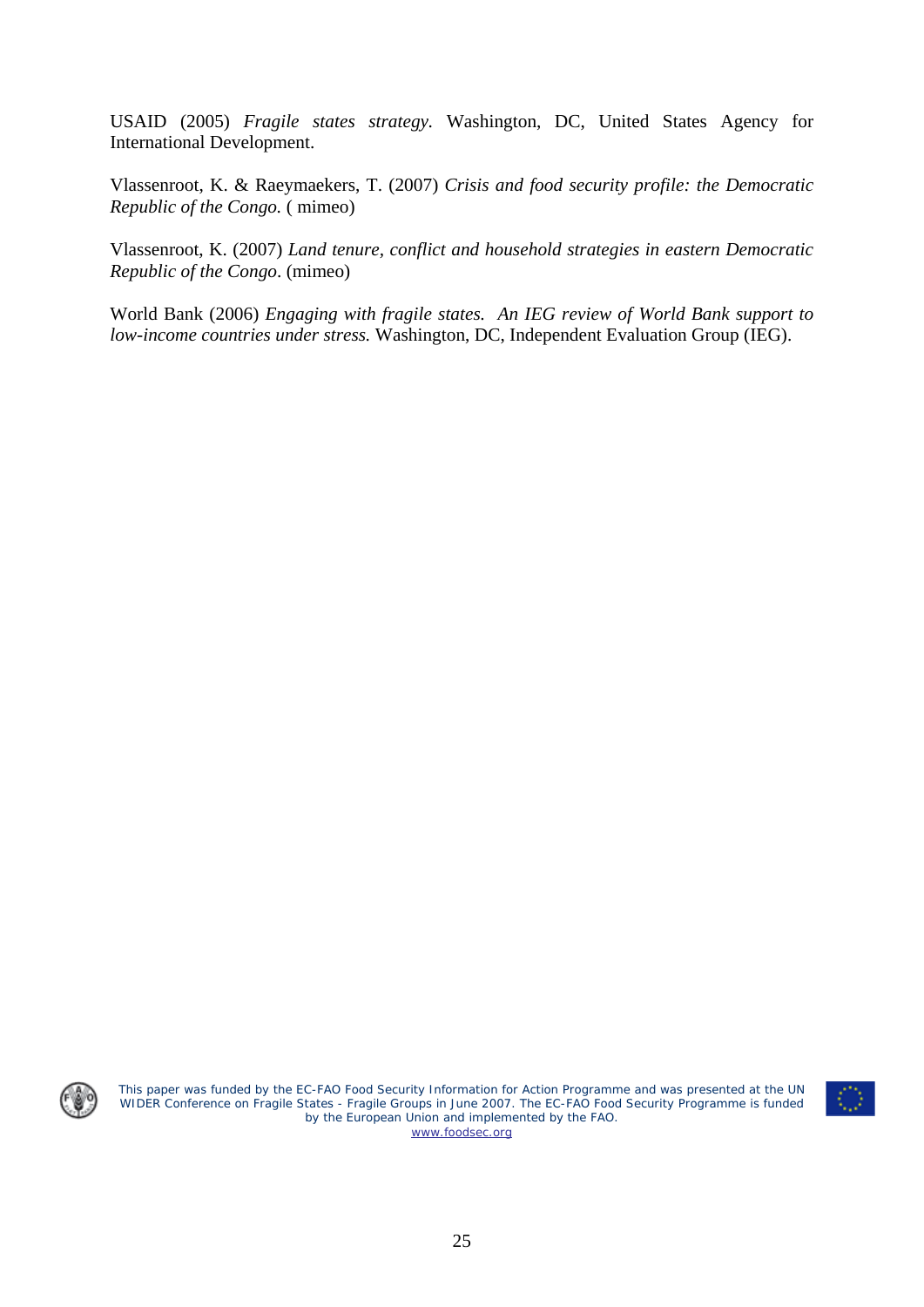USAID (2005) *Fragile states strategy.* Washington, DC, United States Agency for International Development.

Vlassenroot, K. & Raeymaekers, T. (2007) *Crisis and food security profile: the Democratic Republic of the Congo.* ( mimeo)

Vlassenroot, K. (2007) *Land tenure, conflict and household strategies in eastern Democratic Republic of the Congo*. (mimeo)

World Bank (2006) *Engaging with fragile states. An IEG review of World Bank support to low-income countries under stress.* Washington, DC, Independent Evaluation Group (IEG).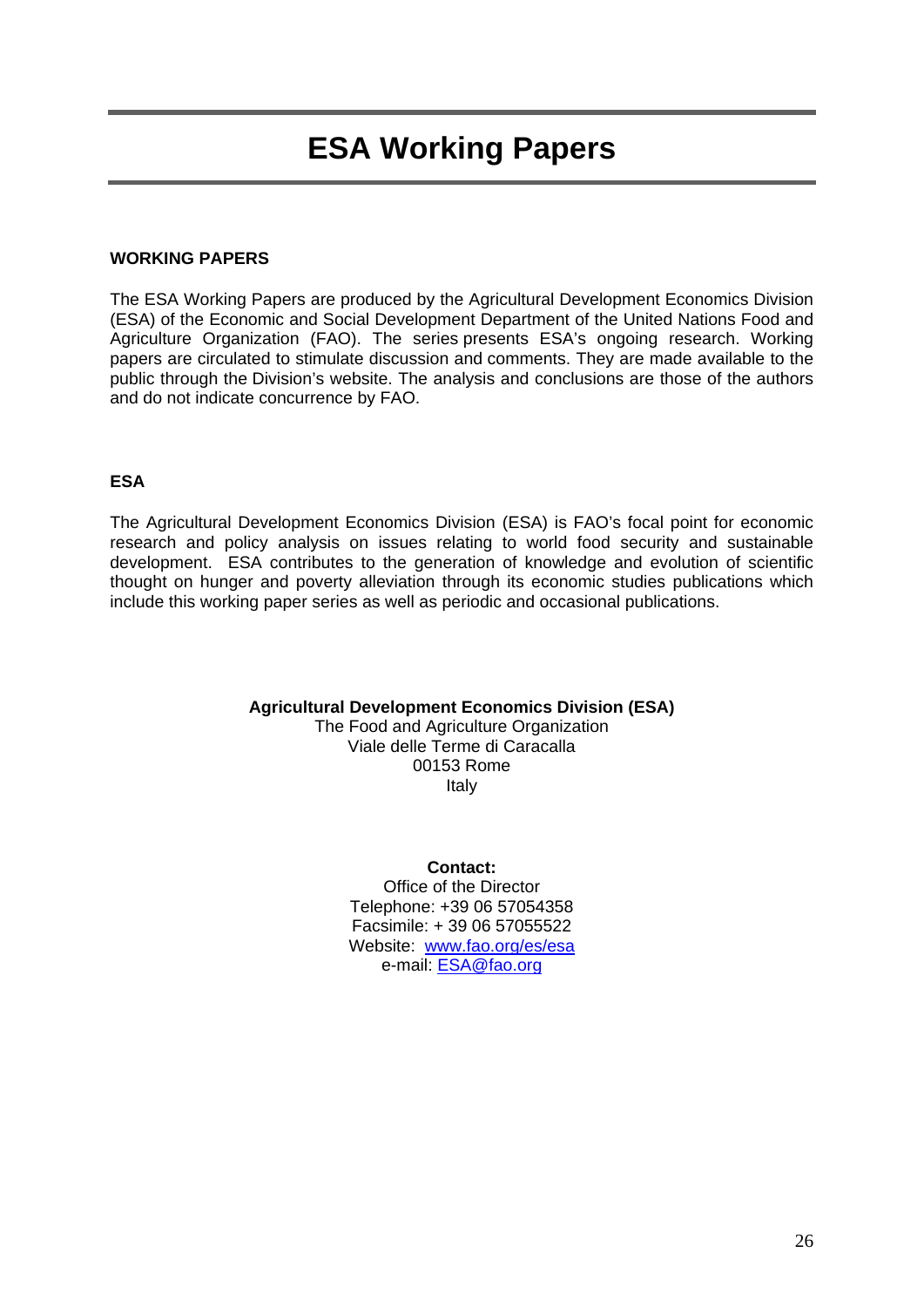# ESA Working Papers

**WORKING PAPERS**

The ESA Working Papers are produced by the Agricultural Development Economics Division (ESA) of the Economic and Social Development Department of the United Nations Food and Agriculture Organization (FAO). The series presents ESA's ongoing research. Working papers are circulated to stimulate discussion and comments. They are made available to the public through the Division's website. The analysis and conclusions are those of the authors and do not indicate concurrence by FAO.

**ESA**

The Agricultural Development Economics Division (ESA) is FAO's focal point for economic research and policy analysis on issues relating to world food security and sustainable development. ESA contributes to the generation of knowledge and evolution of scientific thought on hunger and poverty alleviation through its economic studies publications which include this working paper series as well as periodic and occasional publications.

**Agricultural Development Economics Division (ESA)**
The Food and Agriculture Organization
Viale delle Terme di Caracalla
00153 Rome
Italy

**Contact:**
Office of the Director
Telephone: +39 06 57054358
Facsimile: + 39 06 57055522
Website: www.fao.org/es/esa
e-mail: ESA@fao.org